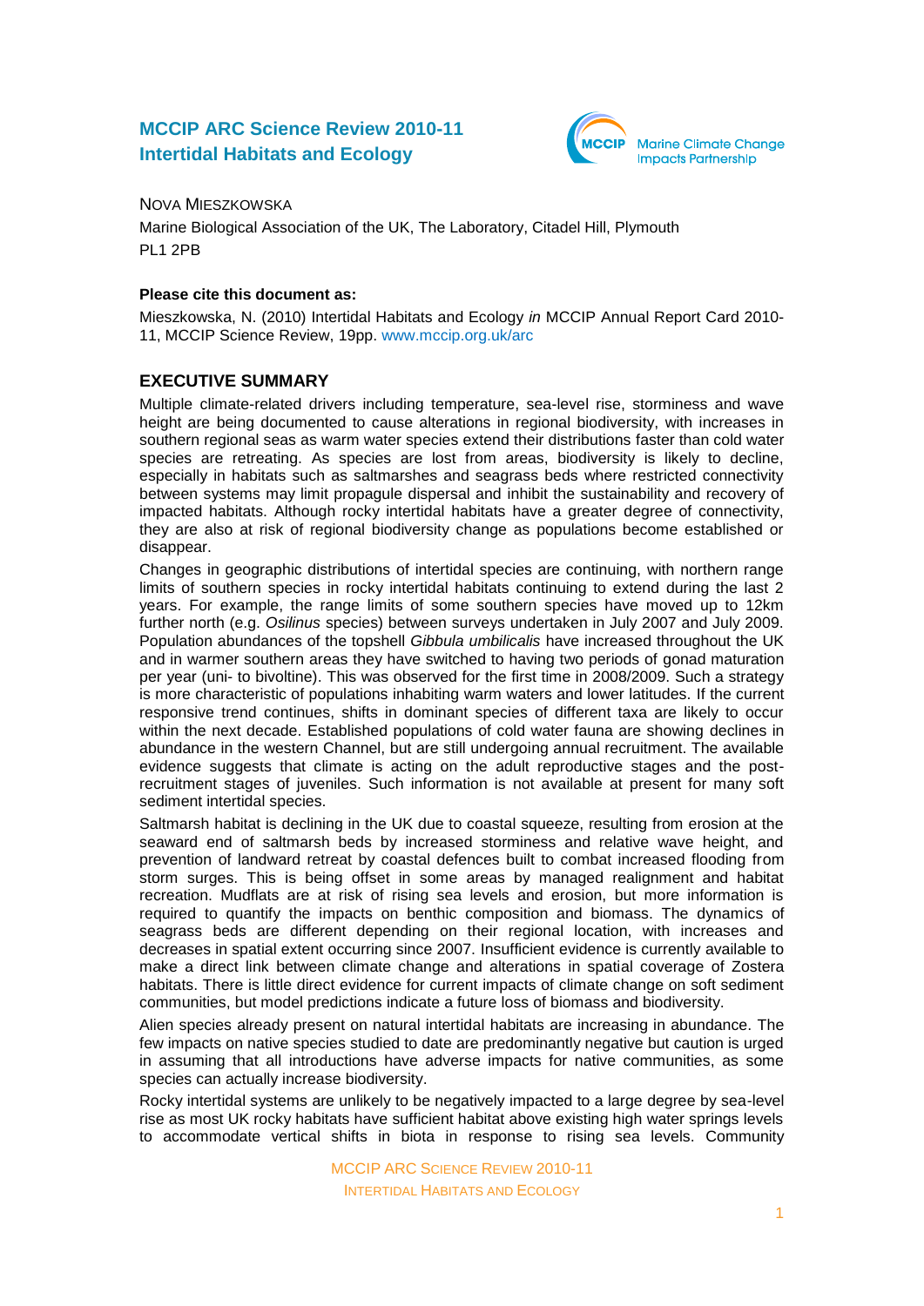# MCCIP ARC Science Review 2010-11
# Intertidal Habitats and Ecology

NOVA MIESZKOWSKA

Marine Biological Association of the UK, The Laboratory, Citadel Hill, Plymouth PL1 2PB

**Please cite this document as:**

Mieszkowska, N. (2010) Intertidal Habitats and Ecology *in* MCCIP Annual Report Card 2010-11, MCCIP Science Review, 19pp. www.mccip.org.uk/arc

## EXECUTIVE SUMMARY

Multiple climate-related drivers including temperature, sea-level rise, storminess and wave height are being documented to cause alterations in regional biodiversity, with increases in southern regional seas as warm water species extend their distributions faster than cold water species are retreating. As species are lost from areas, biodiversity is likely to decline, especially in habitats such as saltmarshes and seagrass beds where restricted connectivity between systems may limit propagule dispersal and inhibit the sustainability and recovery of impacted habitats. Although rocky intertidal habitats have a greater degree of connectivity, they are also at risk of regional biodiversity change as populations become established or disappear.

Changes in geographic distributions of intertidal species are continuing, with northern range limits of southern species in rocky intertidal habitats continuing to extend during the last 2 years. For example, the range limits of some southern species have moved up to 12km further north (e.g. *Osilinus* species) between surveys undertaken in July 2007 and July 2009. Population abundances of the topshell *Gibbula umbilicalis* have increased throughout the UK and in warmer southern areas they have switched to having two periods of gonad maturation per year (uni- to bivoltine). This was observed for the first time in 2008/2009. Such a strategy is more characteristic of populations inhabiting warm waters and lower latitudes. If the current responsive trend continues, shifts in dominant species of different taxa are likely to occur within the next decade. Established populations of cold water fauna are showing declines in abundance in the western Channel, but are still undergoing annual recruitment. The available evidence suggests that climate is acting on the adult reproductive stages and the post-recruitment stages of juveniles. Such information is not available at present for many soft sediment intertidal species.

Saltmarsh habitat is declining in the UK due to coastal squeeze, resulting from erosion at the seaward end of saltmarsh beds by increased storminess and relative wave height, and prevention of landward retreat by coastal defences built to combat increased flooding from storm surges. This is being offset in some areas by managed realignment and habitat recreation. Mudflats are at risk of rising sea levels and erosion, but more information is required to quantify the impacts on benthic composition and biomass. The dynamics of seagrass beds are different depending on their regional location, with increases and decreases in spatial extent occurring since 2007. Insufficient evidence is currently available to make a direct link between climate change and alterations in spatial coverage of Zostera habitats. There is little direct evidence for current impacts of climate change on soft sediment communities, but model predictions indicate a future loss of biomass and biodiversity.

Alien species already present on natural intertidal habitats are increasing in abundance. The few impacts on native species studied to date are predominantly negative but caution is urged in assuming that all introductions have adverse impacts for native communities, as some species can actually increase biodiversity.

Rocky intertidal systems are unlikely to be negatively impacted to a large degree by sea-level rise as most UK rocky habitats have sufficient habitat above existing high water springs levels to accommodate vertical shifts in biota in response to rising sea levels. Community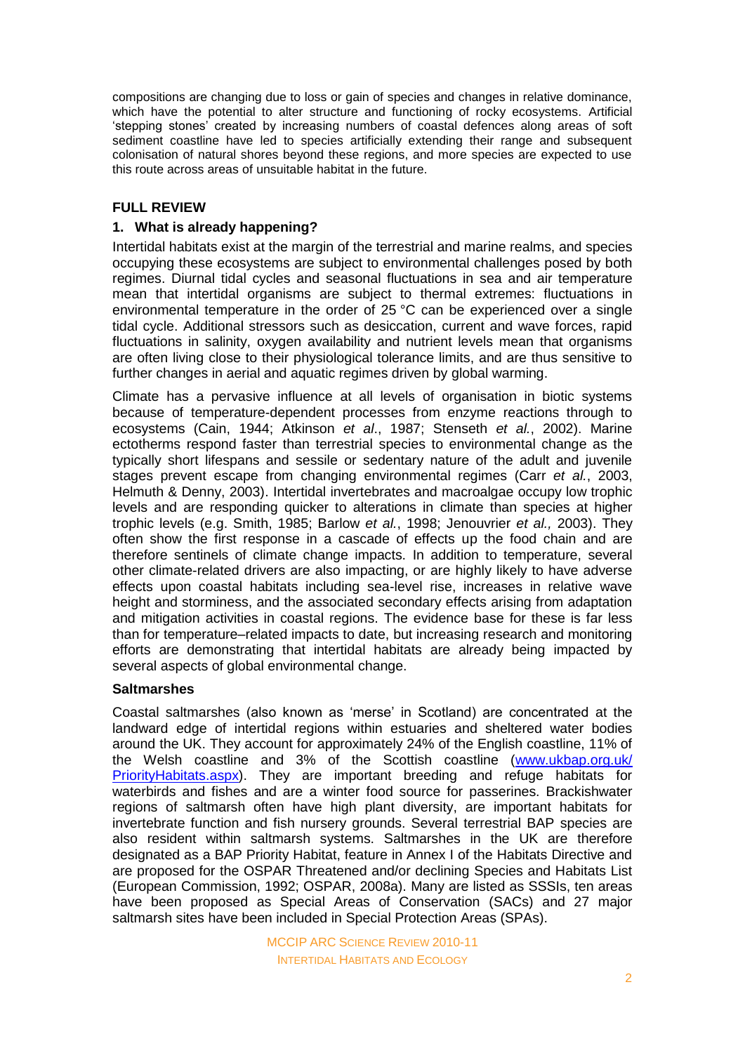compositions are changing due to loss or gain of species and changes in relative dominance, which have the potential to alter structure and functioning of rocky ecosystems. Artificial 'stepping stones' created by increasing numbers of coastal defences along areas of soft sediment coastline have led to species artificially extending their range and subsequent colonisation of natural shores beyond these regions, and more species are expected to use this route across areas of unsuitable habitat in the future.

## FULL REVIEW

### 1. What is already happening?

Intertidal habitats exist at the margin of the terrestrial and marine realms, and species occupying these ecosystems are subject to environmental challenges posed by both regimes. Diurnal tidal cycles and seasonal fluctuations in sea and air temperature mean that intertidal organisms are subject to thermal extremes: fluctuations in environmental temperature in the order of 25 °C can be experienced over a single tidal cycle. Additional stressors such as desiccation, current and wave forces, rapid fluctuations in salinity, oxygen availability and nutrient levels mean that organisms are often living close to their physiological tolerance limits, and are thus sensitive to further changes in aerial and aquatic regimes driven by global warming.

Climate has a pervasive influence at all levels of organisation in biotic systems because of temperature-dependent processes from enzyme reactions through to ecosystems (Cain, 1944; Atkinson *et al*., 1987; Stenseth *et al.*, 2002). Marine ectotherms respond faster than terrestrial species to environmental change as the typically short lifespans and sessile or sedentary nature of the adult and juvenile stages prevent escape from changing environmental regimes (Carr *et al.*, 2003, Helmuth & Denny, 2003). Intertidal invertebrates and macroalgae occupy low trophic levels and are responding quicker to alterations in climate than species at higher trophic levels (e.g. Smith, 1985; Barlow *et al.*, 1998; Jenouvrier *et al.,* 2003). They often show the first response in a cascade of effects up the food chain and are therefore sentinels of climate change impacts. In addition to temperature, several other climate-related drivers are also impacting, or are highly likely to have adverse effects upon coastal habitats including sea-level rise, increases in relative wave height and storminess, and the associated secondary effects arising from adaptation and mitigation activities in coastal regions. The evidence base for these is far less than for temperature–related impacts to date, but increasing research and monitoring efforts are demonstrating that intertidal habitats are already being impacted by several aspects of global environmental change.

#### Saltmarshes

Coastal saltmarshes (also known as 'merse' in Scotland) are concentrated at the landward edge of intertidal regions within estuaries and sheltered water bodies around the UK. They account for approximately 24% of the English coastline, 11% of the Welsh coastline and 3% of the Scottish coastline (www.ukbap.org.uk/PriorityHabitats.aspx). They are important breeding and refuge habitats for waterbirds and fishes and are a winter food source for passerines. Brackishwater regions of saltmarsh often have high plant diversity, are important habitats for invertebrate function and fish nursery grounds. Several terrestrial BAP species are also resident within saltmarsh systems. Saltmarshes in the UK are therefore designated as a BAP Priority Habitat, feature in Annex I of the Habitats Directive and are proposed for the OSPAR Threatened and/or declining Species and Habitats List (European Commission, 1992; OSPAR, 2008a). Many are listed as SSSIs, ten areas have been proposed as Special Areas of Conservation (SACs) and 27 major saltmarsh sites have been included in Special Protection Areas (SPAs).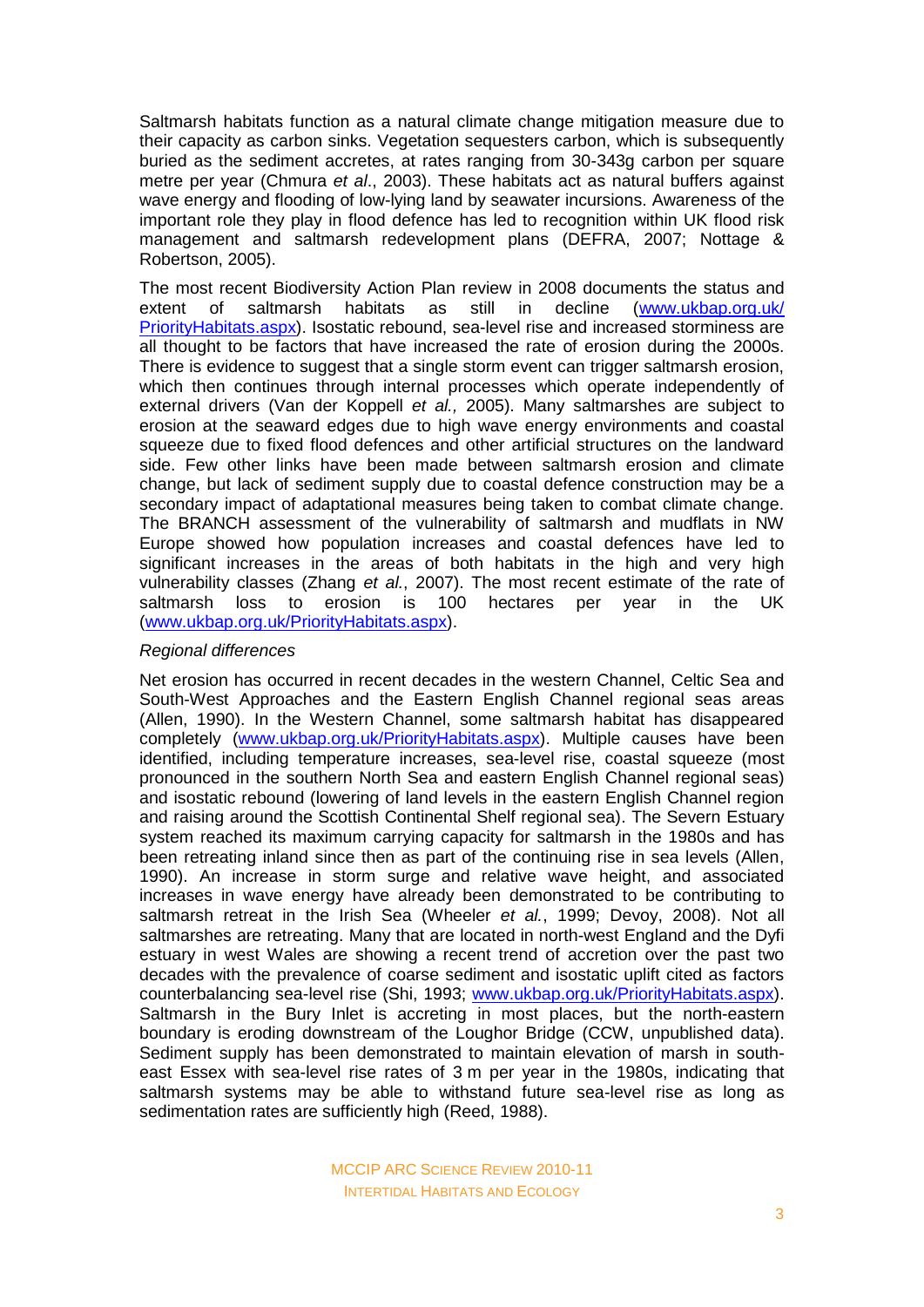Saltmarsh habitats function as a natural climate change mitigation measure due to their capacity as carbon sinks. Vegetation sequesters carbon, which is subsequently buried as the sediment accretes, at rates ranging from 30-343g carbon per square metre per year (Chmura *et al*., 2003). These habitats act as natural buffers against wave energy and flooding of low-lying land by seawater incursions. Awareness of the important role they play in flood defence has led to recognition within UK flood risk management and saltmarsh redevelopment plans (DEFRA, 2007; Nottage & Robertson, 2005).

The most recent Biodiversity Action Plan review in 2008 documents the status and extent of saltmarsh habitats as still in decline (www.ukbap.org.uk/PriorityHabitats.aspx). Isostatic rebound, sea-level rise and increased storminess are all thought to be factors that have increased the rate of erosion during the 2000s. There is evidence to suggest that a single storm event can trigger saltmarsh erosion, which then continues through internal processes which operate independently of external drivers (Van der Koppell *et al.,* 2005). Many saltmarshes are subject to erosion at the seaward edges due to high wave energy environments and coastal squeeze due to fixed flood defences and other artificial structures on the landward side. Few other links have been made between saltmarsh erosion and climate change, but lack of sediment supply due to coastal defence construction may be a secondary impact of adaptational measures being taken to combat climate change. The BRANCH assessment of the vulnerability of saltmarsh and mudflats in NW Europe showed how population increases and coastal defences have led to significant increases in the areas of both habitats in the high and very high vulnerability classes (Zhang *et al.*, 2007). The most recent estimate of the rate of saltmarsh loss to erosion is 100 hectares per year in the UK (www.ukbap.org.uk/PriorityHabitats.aspx).

*Regional differences*

Net erosion has occurred in recent decades in the western Channel, Celtic Sea and South-West Approaches and the Eastern English Channel regional seas areas (Allen, 1990). In the Western Channel, some saltmarsh habitat has disappeared completely (www.ukbap.org.uk/PriorityHabitats.aspx). Multiple causes have been identified, including temperature increases, sea-level rise, coastal squeeze (most pronounced in the southern North Sea and eastern English Channel regional seas) and isostatic rebound (lowering of land levels in the eastern English Channel region and raising around the Scottish Continental Shelf regional sea). The Severn Estuary system reached its maximum carrying capacity for saltmarsh in the 1980s and has been retreating inland since then as part of the continuing rise in sea levels (Allen, 1990). An increase in storm surge and relative wave height, and associated increases in wave energy have already been demonstrated to be contributing to saltmarsh retreat in the Irish Sea (Wheeler *et al.*, 1999; Devoy, 2008). Not all saltmarshes are retreating. Many that are located in north-west England and the Dyfi estuary in west Wales are showing a recent trend of accretion over the past two decades with the prevalence of coarse sediment and isostatic uplift cited as factors counterbalancing sea-level rise (Shi, 1993; www.ukbap.org.uk/PriorityHabitats.aspx). Saltmarsh in the Bury Inlet is accreting in most places, but the north-eastern boundary is eroding downstream of the Loughor Bridge (CCW, unpublished data). Sediment supply has been demonstrated to maintain elevation of marsh in south-east Essex with sea-level rise rates of 3 m per year in the 1980s, indicating that saltmarsh systems may be able to withstand future sea-level rise as long as sedimentation rates are sufficiently high (Reed, 1988).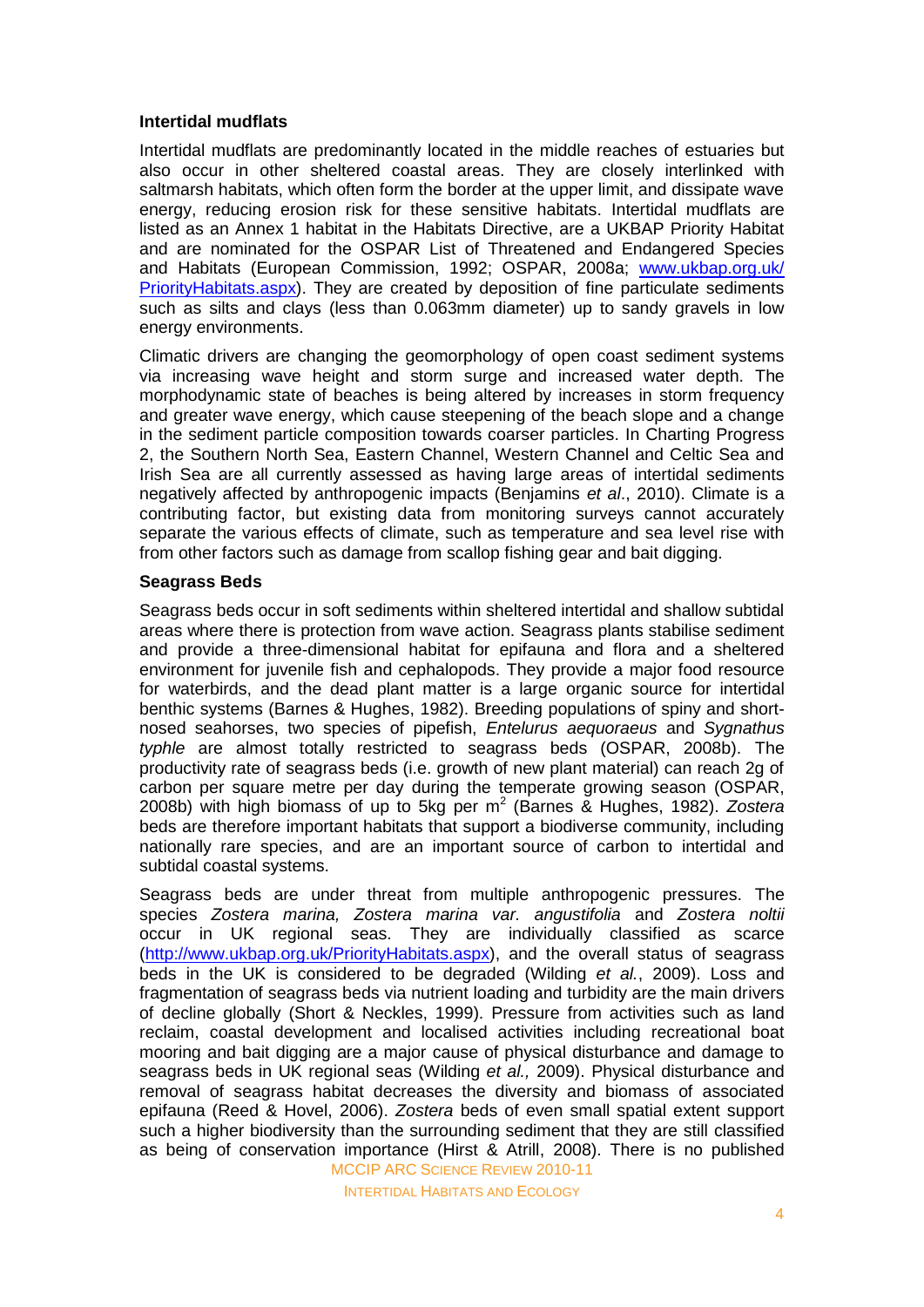**Intertidal mudflats**

Intertidal mudflats are predominantly located in the middle reaches of estuaries but also occur in other sheltered coastal areas. They are closely interlinked with saltmarsh habitats, which often form the border at the upper limit, and dissipate wave energy, reducing erosion risk for these sensitive habitats. Intertidal mudflats are listed as an Annex 1 habitat in the Habitats Directive, are a UKBAP Priority Habitat and are nominated for the OSPAR List of Threatened and Endangered Species and Habitats (European Commission, 1992; OSPAR, 2008a; www.ukbap.org.uk/PriorityHabitats.aspx). They are created by deposition of fine particulate sediments such as silts and clays (less than 0.063mm diameter) up to sandy gravels in low energy environments.

Climatic drivers are changing the geomorphology of open coast sediment systems via increasing wave height and storm surge and increased water depth. The morphodynamic state of beaches is being altered by increases in storm frequency and greater wave energy, which cause steepening of the beach slope and a change in the sediment particle composition towards coarser particles. In Charting Progress 2, the Southern North Sea, Eastern Channel, Western Channel and Celtic Sea and Irish Sea are all currently assessed as having large areas of intertidal sediments negatively affected by anthropogenic impacts (Benjamins *et al*., 2010). Climate is a contributing factor, but existing data from monitoring surveys cannot accurately separate the various effects of climate, such as temperature and sea level rise with from other factors such as damage from scallop fishing gear and bait digging.

**Seagrass Beds**

Seagrass beds occur in soft sediments within sheltered intertidal and shallow subtidal areas where there is protection from wave action. Seagrass plants stabilise sediment and provide a three-dimensional habitat for epifauna and flora and a sheltered environment for juvenile fish and cephalopods. They provide a major food resource for waterbirds, and the dead plant matter is a large organic source for intertidal benthic systems (Barnes & Hughes, 1982). Breeding populations of spiny and short-nosed seahorses, two species of pipefish, *Entelurus aequoraeus* and *Sygnathus typhle* are almost totally restricted to seagrass beds (OSPAR, 2008b). The productivity rate of seagrass beds (i.e. growth of new plant material) can reach 2g of carbon per square metre per day during the temperate growing season (OSPAR, 2008b) with high biomass of up to 5kg per $m^2$ (Barnes & Hughes, 1982). *Zostera* beds are therefore important habitats that support a biodiverse community, including nationally rare species, and are an important source of carbon to intertidal and subtidal coastal systems.

Seagrass beds are under threat from multiple anthropogenic pressures. The species *Zostera marina, Zostera marina var. angustifolia* and *Zostera noltii* occur in UK regional seas. They are individually classified as scarce (http://www.ukbap.org.uk/PriorityHabitats.aspx), and the overall status of seagrass beds in the UK is considered to be degraded (Wilding *et al.*, 2009). Loss and fragmentation of seagrass beds via nutrient loading and turbidity are the main drivers of decline globally (Short & Neckles, 1999). Pressure from activities such as land reclaim, coastal development and localised activities including recreational boat mooring and bait digging are a major cause of physical disturbance and damage to seagrass beds in UK regional seas (Wilding *et al.,* 2009). Physical disturbance and removal of seagrass habitat decreases the diversity and biomass of associated epifauna (Reed & Hovel, 2006). *Zostera* beds of even small spatial extent support such a higher biodiversity than the surrounding sediment that they are still classified as being of conservation importance (Hirst & Atrill, 2008). There is no published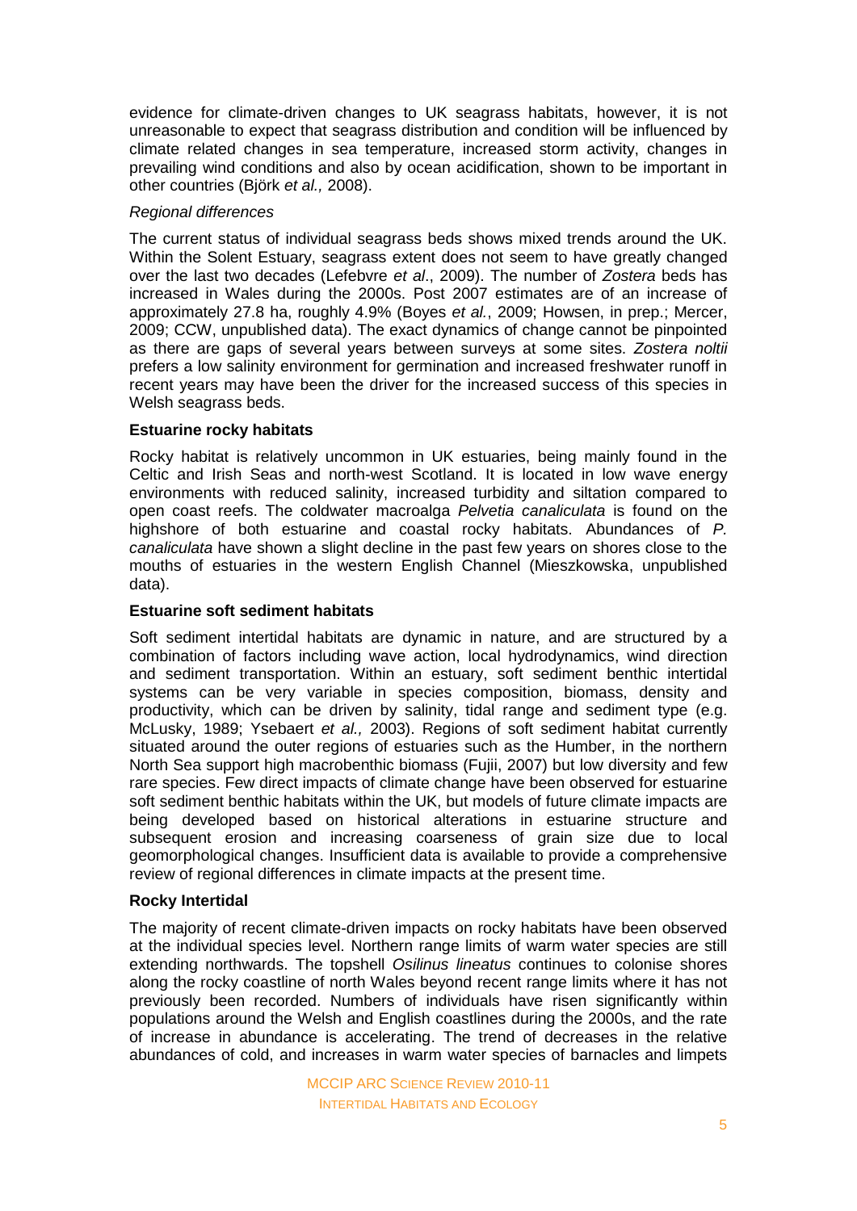evidence for climate-driven changes to UK seagrass habitats, however, it is not unreasonable to expect that seagrass distribution and condition will be influenced by climate related changes in sea temperature, increased storm activity, changes in prevailing wind conditions and also by ocean acidification, shown to be important in other countries (Björk *et al.,* 2008).

*Regional differences*

The current status of individual seagrass beds shows mixed trends around the UK. Within the Solent Estuary, seagrass extent does not seem to have greatly changed over the last two decades (Lefebvre *et al*., 2009). The number of *Zostera* beds has increased in Wales during the 2000s. Post 2007 estimates are of an increase of approximately 27.8 ha, roughly 4.9% (Boyes *et al.*, 2009; Howsen, in prep.; Mercer, 2009; CCW, unpublished data). The exact dynamics of change cannot be pinpointed as there are gaps of several years between surveys at some sites. *Zostera noltii* prefers a low salinity environment for germination and increased freshwater runoff in recent years may have been the driver for the increased success of this species in Welsh seagrass beds.

**Estuarine rocky habitats**

Rocky habitat is relatively uncommon in UK estuaries, being mainly found in the Celtic and Irish Seas and north-west Scotland. It is located in low wave energy environments with reduced salinity, increased turbidity and siltation compared to open coast reefs. The coldwater macroalga *Pelvetia canaliculata* is found on the highshore of both estuarine and coastal rocky habitats. Abundances of *P. canaliculata* have shown a slight decline in the past few years on shores close to the mouths of estuaries in the western English Channel (Mieszkowska, unpublished data).

**Estuarine soft sediment habitats**

Soft sediment intertidal habitats are dynamic in nature, and are structured by a combination of factors including wave action, local hydrodynamics, wind direction and sediment transportation. Within an estuary, soft sediment benthic intertidal systems can be very variable in species composition, biomass, density and productivity, which can be driven by salinity, tidal range and sediment type (e.g. McLusky, 1989; Ysebaert *et al.,* 2003). Regions of soft sediment habitat currently situated around the outer regions of estuaries such as the Humber, in the northern North Sea support high macrobenthic biomass (Fujii, 2007) but low diversity and few rare species. Few direct impacts of climate change have been observed for estuarine soft sediment benthic habitats within the UK, but models of future climate impacts are being developed based on historical alterations in estuarine structure and subsequent erosion and increasing coarseness of grain size due to local geomorphological changes. Insufficient data is available to provide a comprehensive review of regional differences in climate impacts at the present time.

**Rocky Intertidal**

The majority of recent climate-driven impacts on rocky habitats have been observed at the individual species level. Northern range limits of warm water species are still extending northwards. The topshell *Osilinus lineatus* continues to colonise shores along the rocky coastline of north Wales beyond recent range limits where it has not previously been recorded. Numbers of individuals have risen significantly within populations around the Welsh and English coastlines during the 2000s, and the rate of increase in abundance is accelerating. The trend of decreases in the relative abundances of cold, and increases in warm water species of barnacles and limpets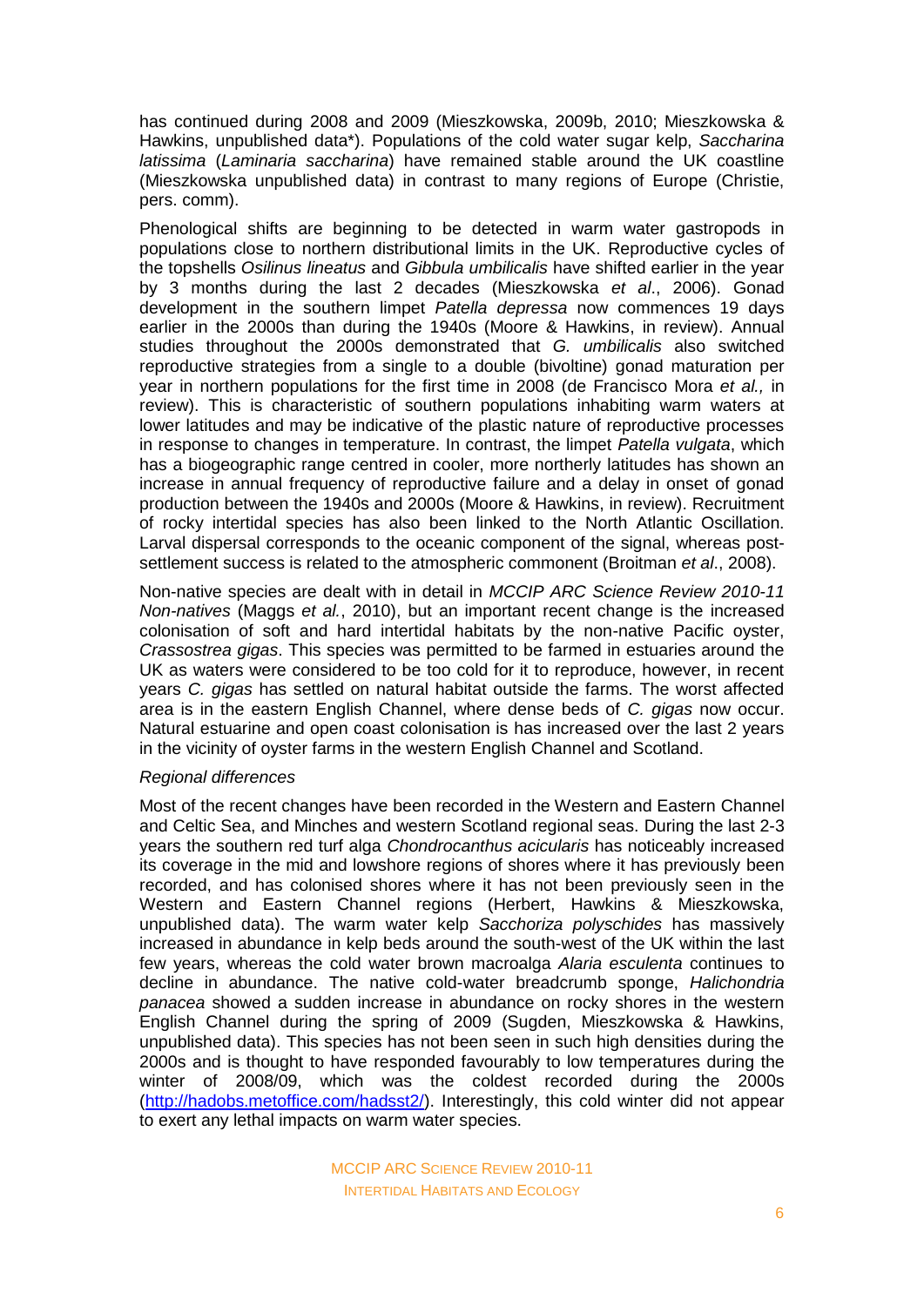has continued during 2008 and 2009 (Mieszkowska, 2009b, 2010; Mieszkowska & Hawkins, unpublished data*). Populations of the cold water sugar kelp, *Saccharina latissima* (*Laminaria saccharina*) have remained stable around the UK coastline (Mieszkowska unpublished data) in contrast to many regions of Europe (Christie, pers. comm).

Phenological shifts are beginning to be detected in warm water gastropods in populations close to northern distributional limits in the UK. Reproductive cycles of the topshells *Osilinus lineatus* and *Gibbula umbilicalis* have shifted earlier in the year by 3 months during the last 2 decades (Mieszkowska *et al*., 2006). Gonad development in the southern limpet *Patella depressa* now commences 19 days earlier in the 2000s than during the 1940s (Moore & Hawkins, in review). Annual studies throughout the 2000s demonstrated that *G. umbilicalis* also switched reproductive strategies from a single to a double (bivoltine) gonad maturation per year in northern populations for the first time in 2008 (de Francisco Mora *et al.,* in review). This is characteristic of southern populations inhabiting warm waters at lower latitudes and may be indicative of the plastic nature of reproductive processes in response to changes in temperature. In contrast, the limpet *Patella vulgata*, which has a biogeographic range centred in cooler, more northerly latitudes has shown an increase in annual frequency of reproductive failure and a delay in onset of gonad production between the 1940s and 2000s (Moore & Hawkins, in review). Recruitment of rocky intertidal species has also been linked to the North Atlantic Oscillation. Larval dispersal corresponds to the oceanic component of the signal, whereas post-settlement success is related to the atmospheric commonent (Broitman *et al*., 2008).

Non-native species are dealt with in detail in *MCCIP ARC Science Review 2010-11 Non-natives* (Maggs *et al.*, 2010), but an important recent change is the increased colonisation of soft and hard intertidal habitats by the non-native Pacific oyster, *Crassostrea gigas*. This species was permitted to be farmed in estuaries around the UK as waters were considered to be too cold for it to reproduce, however, in recent years *C. gigas* has settled on natural habitat outside the farms. The worst affected area is in the eastern English Channel, where dense beds of *C. gigas* now occur. Natural estuarine and open coast colonisation is has increased over the last 2 years in the vicinity of oyster farms in the western English Channel and Scotland.

*Regional differences*

Most of the recent changes have been recorded in the Western and Eastern Channel and Celtic Sea, and Minches and western Scotland regional seas. During the last 2-3 years the southern red turf alga *Chondrocanthus acicularis* has noticeably increased its coverage in the mid and lowshore regions of shores where it has previously been recorded, and has colonised shores where it has not been previously seen in the Western and Eastern Channel regions (Herbert, Hawkins & Mieszkowska, unpublished data). The warm water kelp *Sacchoriza polyschides* has massively increased in abundance in kelp beds around the south-west of the UK within the last few years, whereas the cold water brown macroalga *Alaria esculenta* continues to decline in abundance. The native cold-water breadcrumb sponge, *Halichondria panacea* showed a sudden increase in abundance on rocky shores in the western English Channel during the spring of 2009 (Sugden, Mieszkowska & Hawkins, unpublished data). This species has not been seen in such high densities during the 2000s and is thought to have responded favourably to low temperatures during the winter of 2008/09, which was the coldest recorded during the 2000s (http://hadobs.metoffice.com/hadsst2/). Interestingly, this cold winter did not appear to exert any lethal impacts on warm water species.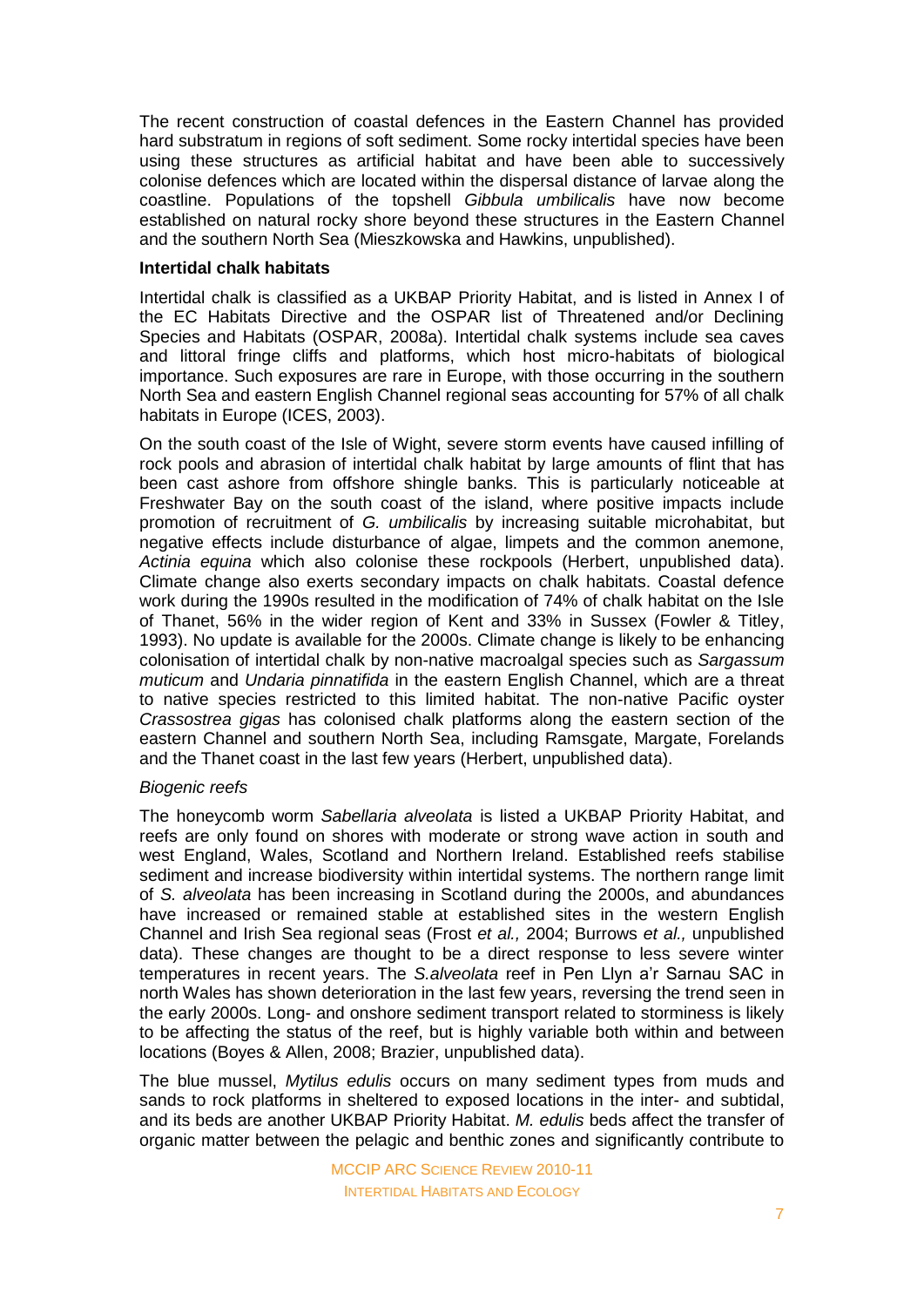The recent construction of coastal defences in the Eastern Channel has provided hard substratum in regions of soft sediment. Some rocky intertidal species have been using these structures as artificial habitat and have been able to successively colonise defences which are located within the dispersal distance of larvae along the coastline. Populations of the topshell *Gibbula umbilicalis* have now become established on natural rocky shore beyond these structures in the Eastern Channel and the southern North Sea (Mieszkowska and Hawkins, unpublished).

**Intertidal chalk habitats**

Intertidal chalk is classified as a UKBAP Priority Habitat, and is listed in Annex I of the EC Habitats Directive and the OSPAR list of Threatened and/or Declining Species and Habitats (OSPAR, 2008a). Intertidal chalk systems include sea caves and littoral fringe cliffs and platforms, which host micro-habitats of biological importance. Such exposures are rare in Europe, with those occurring in the southern North Sea and eastern English Channel regional seas accounting for 57% of all chalk habitats in Europe (ICES, 2003).

On the south coast of the Isle of Wight, severe storm events have caused infilling of rock pools and abrasion of intertidal chalk habitat by large amounts of flint that has been cast ashore from offshore shingle banks. This is particularly noticeable at Freshwater Bay on the south coast of the island, where positive impacts include promotion of recruitment of *G. umbilicalis* by increasing suitable microhabitat, but negative effects include disturbance of algae, limpets and the common anemone, *Actinia equina* which also colonise these rockpools (Herbert, unpublished data). Climate change also exerts secondary impacts on chalk habitats. Coastal defence work during the 1990s resulted in the modification of 74% of chalk habitat on the Isle of Thanet, 56% in the wider region of Kent and 33% in Sussex (Fowler & Titley, 1993). No update is available for the 2000s. Climate change is likely to be enhancing colonisation of intertidal chalk by non-native macroalgal species such as *Sargassum muticum* and *Undaria pinnatifida* in the eastern English Channel, which are a threat to native species restricted to this limited habitat. The non-native Pacific oyster *Crassostrea gigas* has colonised chalk platforms along the eastern section of the eastern Channel and southern North Sea, including Ramsgate, Margate, Forelands and the Thanet coast in the last few years (Herbert, unpublished data).

*Biogenic reefs*

The honeycomb worm *Sabellaria alveolata* is listed a UKBAP Priority Habitat, and reefs are only found on shores with moderate or strong wave action in south and west England, Wales, Scotland and Northern Ireland. Established reefs stabilise sediment and increase biodiversity within intertidal systems. The northern range limit of *S. alveolata* has been increasing in Scotland during the 2000s, and abundances have increased or remained stable at established sites in the western English Channel and Irish Sea regional seas (Frost *et al.,* 2004; Burrows *et al.,* unpublished data). These changes are thought to be a direct response to less severe winter temperatures in recent years. The *S.alveolata* reef in Pen Llyn a'r Sarnau SAC in north Wales has shown deterioration in the last few years, reversing the trend seen in the early 2000s. Long- and onshore sediment transport related to storminess is likely to be affecting the status of the reef, but is highly variable both within and between locations (Boyes & Allen, 2008; Brazier, unpublished data).

The blue mussel, *Mytilus edulis* occurs on many sediment types from muds and sands to rock platforms in sheltered to exposed locations in the inter- and subtidal, and its beds are another UKBAP Priority Habitat. *M. edulis* beds affect the transfer of organic matter between the pelagic and benthic zones and significantly contribute to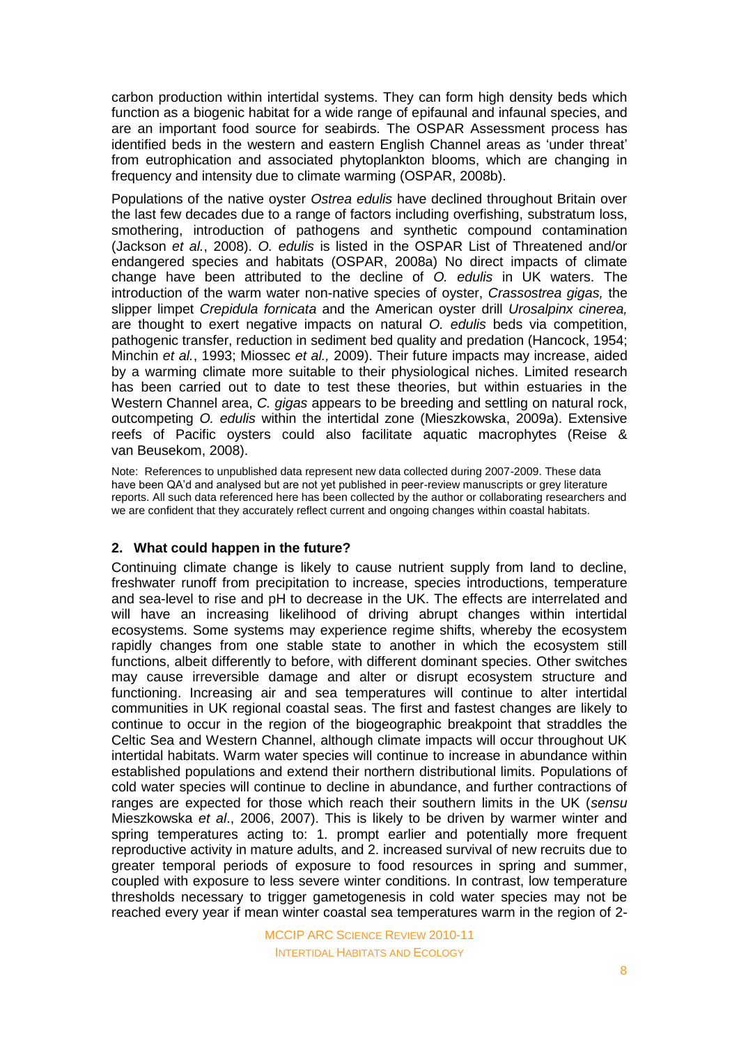carbon production within intertidal systems. They can form high density beds which function as a biogenic habitat for a wide range of epifaunal and infaunal species, and are an important food source for seabirds. The OSPAR Assessment process has identified beds in the western and eastern English Channel areas as 'under threat' from eutrophication and associated phytoplankton blooms, which are changing in frequency and intensity due to climate warming (OSPAR, 2008b).

Populations of the native oyster *Ostrea edulis* have declined throughout Britain over the last few decades due to a range of factors including overfishing, substratum loss, smothering, introduction of pathogens and synthetic compound contamination (Jackson *et al.*, 2008). *O. edulis* is listed in the OSPAR List of Threatened and/or endangered species and habitats (OSPAR, 2008a) No direct impacts of climate change have been attributed to the decline of *O. edulis* in UK waters. The introduction of the warm water non-native species of oyster, *Crassostrea gigas,* the slipper limpet *Crepidula fornicata* and the American oyster drill *Urosalpinx cinerea,* are thought to exert negative impacts on natural *O. edulis* beds via competition, pathogenic transfer, reduction in sediment bed quality and predation (Hancock, 1954; Minchin *et al.*, 1993; Miossec *et al.,* 2009). Their future impacts may increase, aided by a warming climate more suitable to their physiological niches. Limited research has been carried out to date to test these theories, but within estuaries in the Western Channel area, *C. gigas* appears to be breeding and settling on natural rock, outcompeting *O. edulis* within the intertidal zone (Mieszkowska, 2009a). Extensive reefs of Pacific oysters could also facilitate aquatic macrophytes (Reise & van Beusekom, 2008).

Note: References to unpublished data represent new data collected during 2007-2009. These data have been QA'd and analysed but are not yet published in peer-review manuscripts or grey literature reports. All such data referenced here has been collected by the author or collaborating researchers and we are confident that they accurately reflect current and ongoing changes within coastal habitats.

## 2. What could happen in the future?

Continuing climate change is likely to cause nutrient supply from land to decline, freshwater runoff from precipitation to increase, species introductions, temperature and sea-level to rise and pH to decrease in the UK. The effects are interrelated and will have an increasing likelihood of driving abrupt changes within intertidal ecosystems. Some systems may experience regime shifts, whereby the ecosystem rapidly changes from one stable state to another in which the ecosystem still functions, albeit differently to before, with different dominant species. Other switches may cause irreversible damage and alter or disrupt ecosystem structure and functioning. Increasing air and sea temperatures will continue to alter intertidal communities in UK regional coastal seas. The first and fastest changes are likely to continue to occur in the region of the biogeographic breakpoint that straddles the Celtic Sea and Western Channel, although climate impacts will occur throughout UK intertidal habitats. Warm water species will continue to increase in abundance within established populations and extend their northern distributional limits. Populations of cold water species will continue to decline in abundance, and further contractions of ranges are expected for those which reach their southern limits in the UK (*sensu* Mieszkowska *et al*., 2006, 2007). This is likely to be driven by warmer winter and spring temperatures acting to: 1. prompt earlier and potentially more frequent reproductive activity in mature adults, and 2. increased survival of new recruits due to greater temporal periods of exposure to food resources in spring and summer, coupled with exposure to less severe winter conditions. In contrast, low temperature thresholds necessary to trigger gametogenesis in cold water species may not be reached every year if mean winter coastal sea temperatures warm in the region of 2-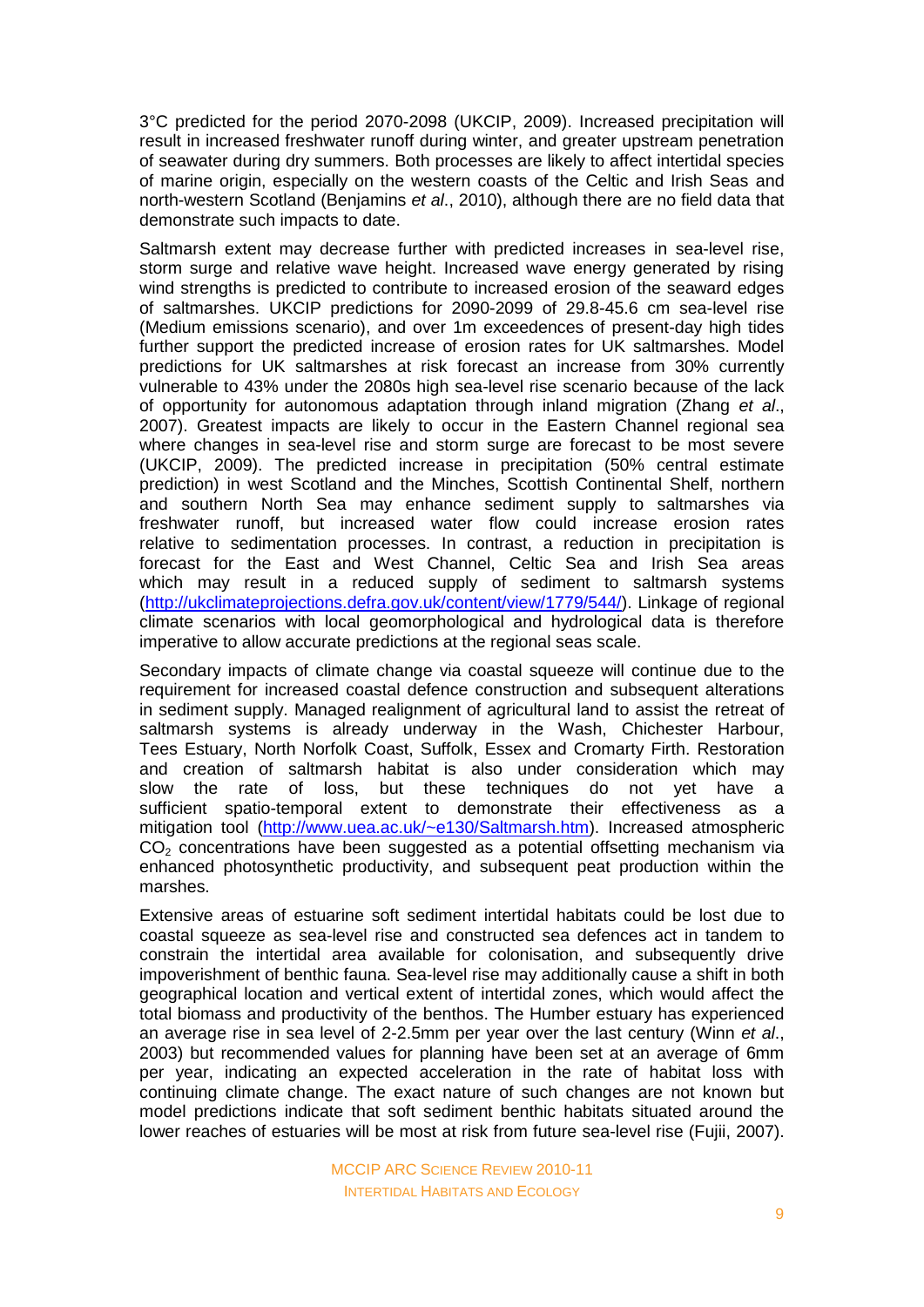3°C predicted for the period 2070-2098 (UKCIP, 2009). Increased precipitation will result in increased freshwater runoff during winter, and greater upstream penetration of seawater during dry summers. Both processes are likely to affect intertidal species of marine origin, especially on the western coasts of the Celtic and Irish Seas and north-western Scotland (Benjamins *et al*., 2010), although there are no field data that demonstrate such impacts to date.

Saltmarsh extent may decrease further with predicted increases in sea-level rise, storm surge and relative wave height. Increased wave energy generated by rising wind strengths is predicted to contribute to increased erosion of the seaward edges of saltmarshes. UKCIP predictions for 2090-2099 of 29.8-45.6 cm sea-level rise (Medium emissions scenario), and over 1m exceedences of present-day high tides further support the predicted increase of erosion rates for UK saltmarshes. Model predictions for UK saltmarshes at risk forecast an increase from 30% currently vulnerable to 43% under the 2080s high sea-level rise scenario because of the lack of opportunity for autonomous adaptation through inland migration (Zhang *et al*., 2007). Greatest impacts are likely to occur in the Eastern Channel regional sea where changes in sea-level rise and storm surge are forecast to be most severe (UKCIP, 2009). The predicted increase in precipitation (50% central estimate prediction) in west Scotland and the Minches, Scottish Continental Shelf, northern and southern North Sea may enhance sediment supply to saltmarshes via freshwater runoff, but increased water flow could increase erosion rates relative to sedimentation processes. In contrast, a reduction in precipitation is forecast for the East and West Channel, Celtic Sea and Irish Sea areas which may result in a reduced supply of sediment to saltmarsh systems (http://ukclimateprojections.defra.gov.uk/content/view/1779/544/). Linkage of regional climate scenarios with local geomorphological and hydrological data is therefore imperative to allow accurate predictions at the regional seas scale.

Secondary impacts of climate change via coastal squeeze will continue due to the requirement for increased coastal defence construction and subsequent alterations in sediment supply. Managed realignment of agricultural land to assist the retreat of saltmarsh systems is already underway in the Wash, Chichester Harbour, Tees Estuary, North Norfolk Coast, Suffolk, Essex and Cromarty Firth. Restoration and creation of saltmarsh habitat is also under consideration which may slow the rate of loss, but these techniques do not yet have a sufficient spatio-temporal extent to demonstrate their effectiveness as a mitigation tool (http://www.uea.ac.uk/~e130/Saltmarsh.htm). Increased atmospheric $CO_2$ concentrations have been suggested as a potential offsetting mechanism via enhanced photosynthetic productivity, and subsequent peat production within the marshes.

Extensive areas of estuarine soft sediment intertidal habitats could be lost due to coastal squeeze as sea-level rise and constructed sea defences act in tandem to constrain the intertidal area available for colonisation, and subsequently drive impoverishment of benthic fauna. Sea-level rise may additionally cause a shift in both geographical location and vertical extent of intertidal zones, which would affect the total biomass and productivity of the benthos. The Humber estuary has experienced an average rise in sea level of 2-2.5mm per year over the last century (Winn *et al*., 2003) but recommended values for planning have been set at an average of 6mm per year, indicating an expected acceleration in the rate of habitat loss with continuing climate change. The exact nature of such changes are not known but model predictions indicate that soft sediment benthic habitats situated around the lower reaches of estuaries will be most at risk from future sea-level rise (Fujii, 2007).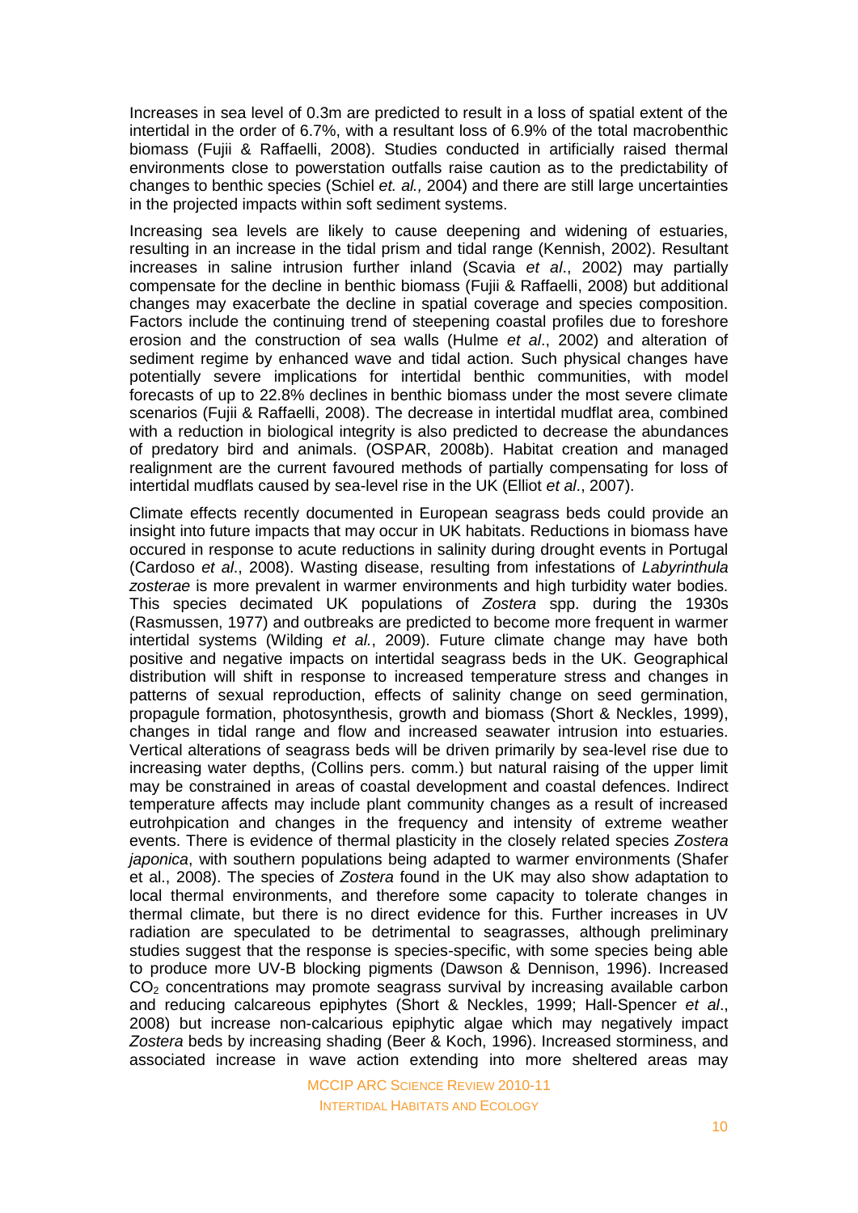Increases in sea level of 0.3m are predicted to result in a loss of spatial extent of the intertidal in the order of 6.7%, with a resultant loss of 6.9% of the total macrobenthic biomass (Fujii & Raffaelli, 2008). Studies conducted in artificially raised thermal environments close to powerstation outfalls raise caution as to the predictability of changes to benthic species (Schiel *et. al.,* 2004) and there are still large uncertainties in the projected impacts within soft sediment systems.

Increasing sea levels are likely to cause deepening and widening of estuaries, resulting in an increase in the tidal prism and tidal range (Kennish, 2002). Resultant increases in saline intrusion further inland (Scavia *et al*., 2002) may partially compensate for the decline in benthic biomass (Fujii & Raffaelli, 2008) but additional changes may exacerbate the decline in spatial coverage and species composition. Factors include the continuing trend of steepening coastal profiles due to foreshore erosion and the construction of sea walls (Hulme *et al*., 2002) and alteration of sediment regime by enhanced wave and tidal action. Such physical changes have potentially severe implications for intertidal benthic communities, with model forecasts of up to 22.8% declines in benthic biomass under the most severe climate scenarios (Fujii & Raffaelli, 2008). The decrease in intertidal mudflat area, combined with a reduction in biological integrity is also predicted to decrease the abundances of predatory bird and animals. (OSPAR, 2008b). Habitat creation and managed realignment are the current favoured methods of partially compensating for loss of intertidal mudflats caused by sea-level rise in the UK (Elliot *et al*., 2007).

Climate effects recently documented in European seagrass beds could provide an insight into future impacts that may occur in UK habitats. Reductions in biomass have occured in response to acute reductions in salinity during drought events in Portugal (Cardoso *et al*., 2008). Wasting disease, resulting from infestations of *Labyrinthula zosterae* is more prevalent in warmer environments and high turbidity water bodies. This species decimated UK populations of *Zostera* spp. during the 1930s (Rasmussen, 1977) and outbreaks are predicted to become more frequent in warmer intertidal systems (Wilding *et al.*, 2009). Future climate change may have both positive and negative impacts on intertidal seagrass beds in the UK. Geographical distribution will shift in response to increased temperature stress and changes in patterns of sexual reproduction, effects of salinity change on seed germination, propagule formation, photosynthesis, growth and biomass (Short & Neckles, 1999), changes in tidal range and flow and increased seawater intrusion into estuaries. Vertical alterations of seagrass beds will be driven primarily by sea-level rise due to increasing water depths, (Collins pers. comm.) but natural raising of the upper limit may be constrained in areas of coastal development and coastal defences. Indirect temperature affects may include plant community changes as a result of increased eutrohpication and changes in the frequency and intensity of extreme weather events. There is evidence of thermal plasticity in the closely related species *Zostera japonica*, with southern populations being adapted to warmer environments (Shafer et al., 2008). The species of *Zostera* found in the UK may also show adaptation to local thermal environments, and therefore some capacity to tolerate changes in thermal climate, but there is no direct evidence for this. Further increases in UV radiation are speculated to be detrimental to seagrasses, although preliminary studies suggest that the response is species-specific, with some species being able to produce more UV-B blocking pigments (Dawson & Dennison, 1996). Increased $CO_2$ concentrations may promote seagrass survival by increasing available carbon and reducing calcareous epiphytes (Short & Neckles, 1999; Hall-Spencer *et al*., 2008) but increase non-calcarious epiphytic algae which may negatively impact *Zostera* beds by increasing shading (Beer & Koch, 1996). Increased storminess, and associated increase in wave action extending into more sheltered areas may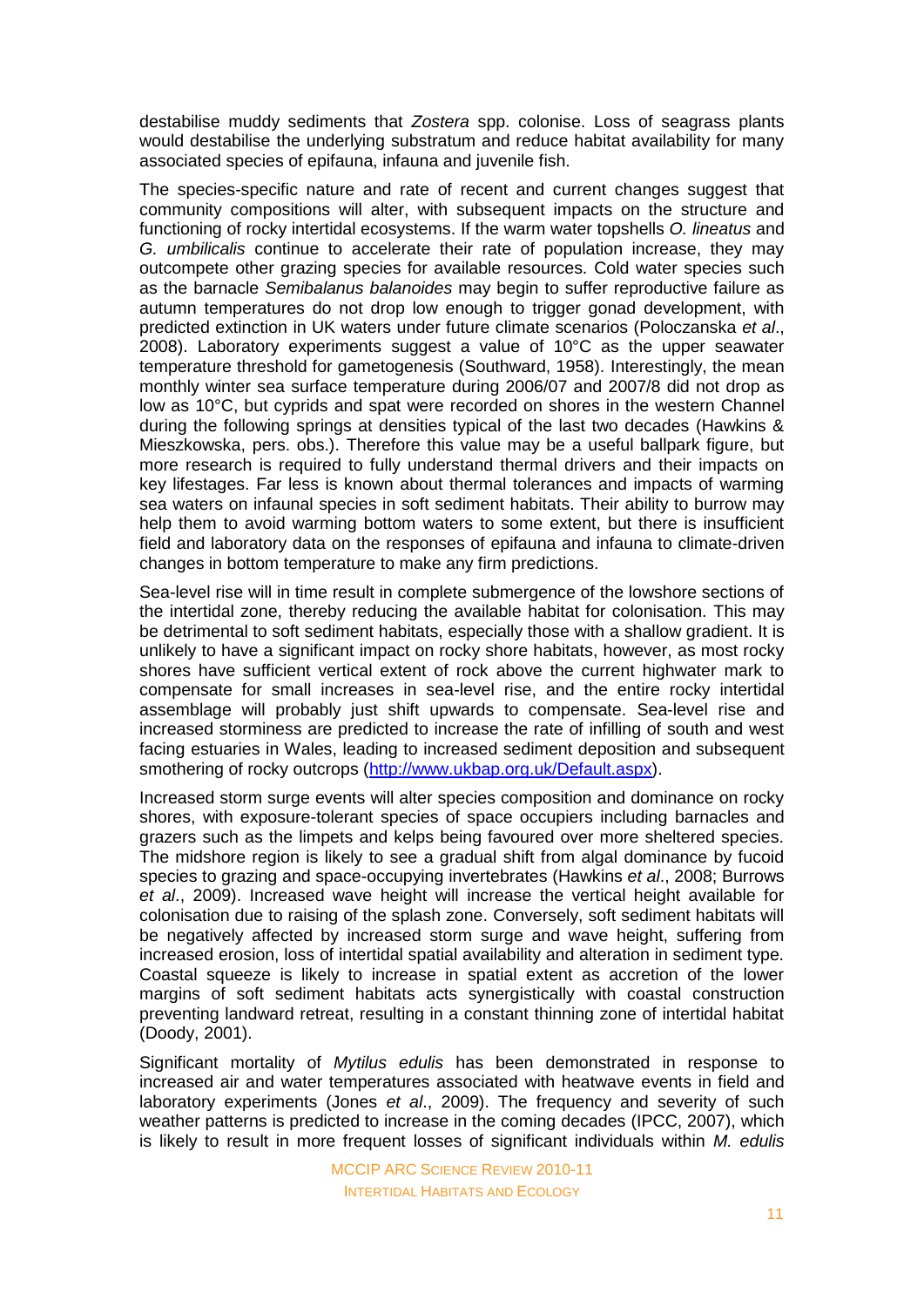destabilise muddy sediments that *Zostera* spp. colonise. Loss of seagrass plants would destabilise the underlying substratum and reduce habitat availability for many associated species of epifauna, infauna and juvenile fish.

The species-specific nature and rate of recent and current changes suggest that community compositions will alter, with subsequent impacts on the structure and functioning of rocky intertidal ecosystems. If the warm water topshells *O. lineatus* and *G. umbilicalis* continue to accelerate their rate of population increase, they may outcompete other grazing species for available resources. Cold water species such as the barnacle *Semibalanus balanoides* may begin to suffer reproductive failure as autumn temperatures do not drop low enough to trigger gonad development, with predicted extinction in UK waters under future climate scenarios (Poloczanska *et al*., 2008). Laboratory experiments suggest a value of 10°C as the upper seawater temperature threshold for gametogenesis (Southward, 1958). Interestingly, the mean monthly winter sea surface temperature during 2006/07 and 2007/8 did not drop as low as 10°C, but cyprids and spat were recorded on shores in the western Channel during the following springs at densities typical of the last two decades (Hawkins & Mieszkowska, pers. obs.). Therefore this value may be a useful ballpark figure, but more research is required to fully understand thermal drivers and their impacts on key lifestages. Far less is known about thermal tolerances and impacts of warming sea waters on infaunal species in soft sediment habitats. Their ability to burrow may help them to avoid warming bottom waters to some extent, but there is insufficient field and laboratory data on the responses of epifauna and infauna to climate-driven changes in bottom temperature to make any firm predictions.

Sea-level rise will in time result in complete submergence of the lowshore sections of the intertidal zone, thereby reducing the available habitat for colonisation. This may be detrimental to soft sediment habitats, especially those with a shallow gradient. It is unlikely to have a significant impact on rocky shore habitats, however, as most rocky shores have sufficient vertical extent of rock above the current highwater mark to compensate for small increases in sea-level rise, and the entire rocky intertidal assemblage will probably just shift upwards to compensate. Sea-level rise and increased storminess are predicted to increase the rate of infilling of south and west facing estuaries in Wales, leading to increased sediment deposition and subsequent smothering of rocky outcrops (http://www.ukbap.org.uk/Default.aspx).

Increased storm surge events will alter species composition and dominance on rocky shores, with exposure-tolerant species of space occupiers including barnacles and grazers such as the limpets and kelps being favoured over more sheltered species. The midshore region is likely to see a gradual shift from algal dominance by fucoid species to grazing and space-occupying invertebrates (Hawkins *et al*., 2008; Burrows *et al*., 2009). Increased wave height will increase the vertical height available for colonisation due to raising of the splash zone. Conversely, soft sediment habitats will be negatively affected by increased storm surge and wave height, suffering from increased erosion, loss of intertidal spatial availability and alteration in sediment type. Coastal squeeze is likely to increase in spatial extent as accretion of the lower margins of soft sediment habitats acts synergistically with coastal construction preventing landward retreat, resulting in a constant thinning zone of intertidal habitat (Doody, 2001).

Significant mortality of *Mytilus edulis* has been demonstrated in response to increased air and water temperatures associated with heatwave events in field and laboratory experiments (Jones *et al*., 2009). The frequency and severity of such weather patterns is predicted to increase in the coming decades (IPCC, 2007), which is likely to result in more frequent losses of significant individuals within *M. edulis*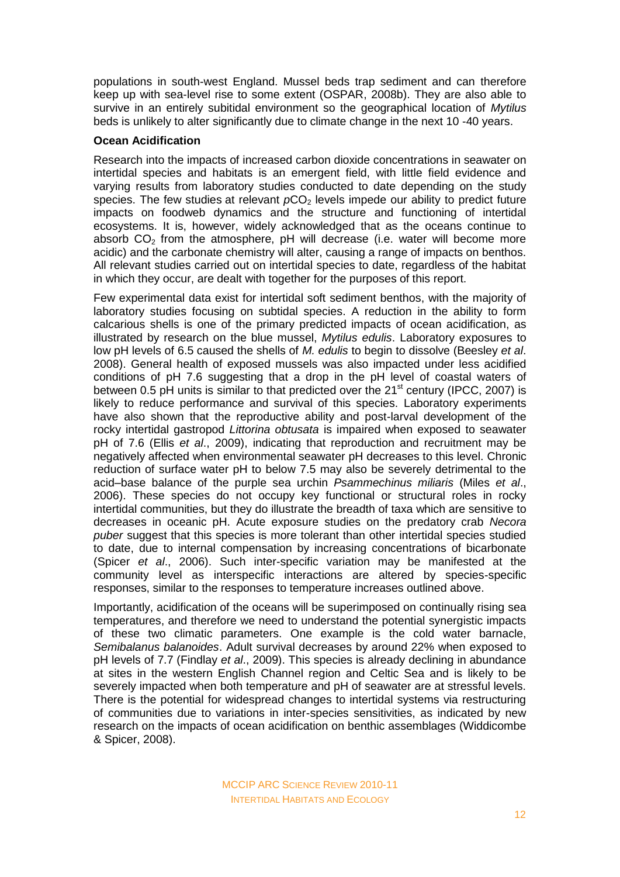populations in south-west England. Mussel beds trap sediment and can therefore keep up with sea-level rise to some extent (OSPAR, 2008b). They are also able to survive in an entirely subitidal environment so the geographical location of *Mytilus* beds is unlikely to alter significantly due to climate change in the next 10 -40 years.

**Ocean Acidification**

Research into the impacts of increased carbon dioxide concentrations in seawater on intertidal species and habitats is an emergent field, with little field evidence and varying results from laboratory studies conducted to date depending on the study species. The few studies at relevant $pCO_2$ levels impede our ability to predict future impacts on foodweb dynamics and the structure and functioning of intertidal ecosystems. It is, however, widely acknowledged that as the oceans continue to absorb $CO_2$ from the atmosphere, pH will decrease (i.e. water will become more acidic) and the carbonate chemistry will alter, causing a range of impacts on benthos. All relevant studies carried out on intertidal species to date, regardless of the habitat in which they occur, are dealt with together for the purposes of this report.

Few experimental data exist for intertidal soft sediment benthos, with the majority of laboratory studies focusing on subtidal species. A reduction in the ability to form calcarious shells is one of the primary predicted impacts of ocean acidification, as illustrated by research on the blue mussel, *Mytilus edulis*. Laboratory exposures to low pH levels of 6.5 caused the shells of *M. edulis* to begin to dissolve (Beesley *et al*. 2008). General health of exposed mussels was also impacted under less acidified conditions of pH 7.6 suggesting that a drop in the pH level of coastal waters of between 0.5 pH units is similar to that predicted over the 21$^{st}$ century (IPCC, 2007) is likely to reduce performance and survival of this species. Laboratory experiments have also shown that the reproductive ability and post-larval development of the rocky intertidal gastropod *Littorina obtusata* is impaired when exposed to seawater pH of 7.6 (Ellis *et al*., 2009), indicating that reproduction and recruitment may be negatively affected when environmental seawater pH decreases to this level. Chronic reduction of surface water pH to below 7.5 may also be severely detrimental to the acid–base balance of the purple sea urchin *Psammechinus miliaris* (Miles *et al*., 2006). These species do not occupy key functional or structural roles in rocky intertidal communities, but they do illustrate the breadth of taxa which are sensitive to decreases in oceanic pH. Acute exposure studies on the predatory crab *Necora puber* suggest that this species is more tolerant than other intertidal species studied to date, due to internal compensation by increasing concentrations of bicarbonate (Spicer *et al*., 2006). Such inter-specific variation may be manifested at the community level as interspecific interactions are altered by species-specific responses, similar to the responses to temperature increases outlined above.

Importantly, acidification of the oceans will be superimposed on continually rising sea temperatures, and therefore we need to understand the potential synergistic impacts of these two climatic parameters. One example is the cold water barnacle, *Semibalanus balanoides*. Adult survival decreases by around 22% when exposed to pH levels of 7.7 (Findlay *et al*., 2009). This species is already declining in abundance at sites in the western English Channel region and Celtic Sea and is likely to be severely impacted when both temperature and pH of seawater are at stressful levels. There is the potential for widespread changes to intertidal systems via restructuring of communities due to variations in inter-species sensitivities, as indicated by new research on the impacts of ocean acidification on benthic assemblages (Widdicombe & Spicer, 2008).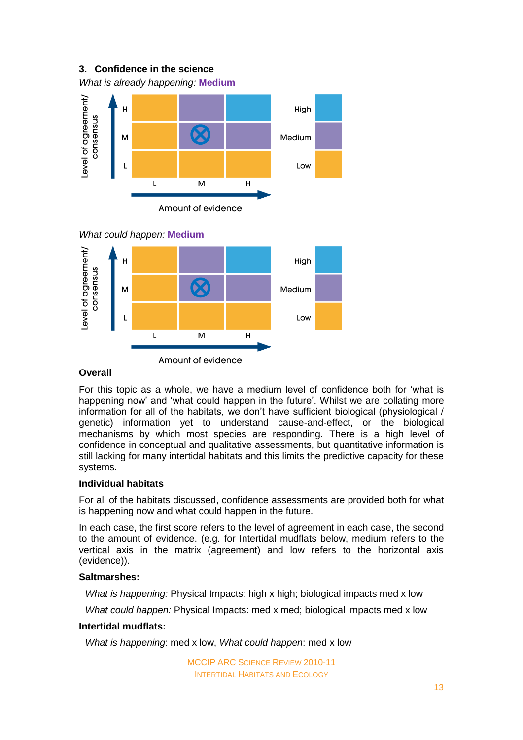### 3. Confidence in the science

*What is already happening:* **Medium**

*What could happen:* **Medium**

**Overall**

For this topic as a whole, we have a medium level of confidence both for 'what is happening now' and 'what could happen in the future'. Whilst we are collating more information for all of the habitats, we don't have sufficient biological (physiological / genetic) information yet to understand cause-and-effect, or the biological mechanisms by which most species are responding. There is a high level of confidence in conceptual and qualitative assessments, but quantitative information is still lacking for many intertidal habitats and this limits the predictive capacity for these systems.

**Individual habitats**

For all of the habitats discussed, confidence assessments are provided both for what is happening now and what could happen in the future.

In each case, the first score refers to the level of agreement in each case, the second to the amount of evidence. (e.g. for Intertidal mudflats below, medium refers to the vertical axis in the matrix (agreement) and low refers to the horizontal axis (evidence)).

**Saltmarshes:**

*What is happening:* Physical Impacts: high x high; biological impacts med x low

*What could happen:* Physical Impacts: med x med; biological impacts med x low

**Intertidal mudflats:**

*What is happening*: med x low, *What could happen*: med x low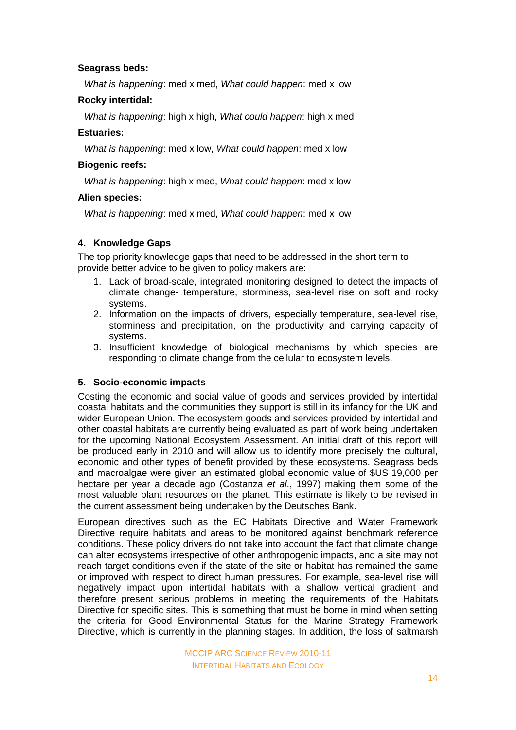**Seagrass beds:**

*What is happening*: med x med, *What could happen*: med x low

**Rocky intertidal:**

*What is happening*: high x high, *What could happen*: high x med

**Estuaries:**

*What is happening*: med x low, *What could happen*: med x low

**Biogenic reefs:**

*What is happening*: high x med, *What could happen*: med x low

**Alien species:**

*What is happening*: med x med, *What could happen*: med x low

## 4. Knowledge Gaps

The top priority knowledge gaps that need to be addressed in the short term to provide better advice to be given to policy makers are:

1. Lack of broad-scale, integrated monitoring designed to detect the impacts of climate change- temperature, storminess, sea-level rise on soft and rocky systems.
2. Information on the impacts of drivers, especially temperature, sea-level rise, storminess and precipitation, on the productivity and carrying capacity of systems.
3. Insufficient knowledge of biological mechanisms by which species are responding to climate change from the cellular to ecosystem levels.

## 5. Socio-economic impacts

Costing the economic and social value of goods and services provided by intertidal coastal habitats and the communities they support is still in its infancy for the UK and wider European Union. The ecosystem goods and services provided by intertidal and other coastal habitats are currently being evaluated as part of work being undertaken for the upcoming National Ecosystem Assessment. An initial draft of this report will be produced early in 2010 and will allow us to identify more precisely the cultural, economic and other types of benefit provided by these ecosystems. Seagrass beds and macroalgae were given an estimated global economic value of $US 19,000 per hectare per year a decade ago (Costanza *et al.*, 1997) making them some of the most valuable plant resources on the planet. This estimate is likely to be revised in the current assessment being undertaken by the Deutsches Bank.

European directives such as the EC Habitats Directive and Water Framework Directive require habitats and areas to be monitored against benchmark reference conditions. These policy drivers do not take into account the fact that climate change can alter ecosystems irrespective of other anthropogenic impacts, and a site may not reach target conditions even if the state of the site or habitat has remained the same or improved with respect to direct human pressures. For example, sea-level rise will negatively impact upon intertidal habitats with a shallow vertical gradient and therefore present serious problems in meeting the requirements of the Habitats Directive for specific sites. This is something that must be borne in mind when setting the criteria for Good Environmental Status for the Marine Strategy Framework Directive, which is currently in the planning stages. In addition, the loss of saltmarsh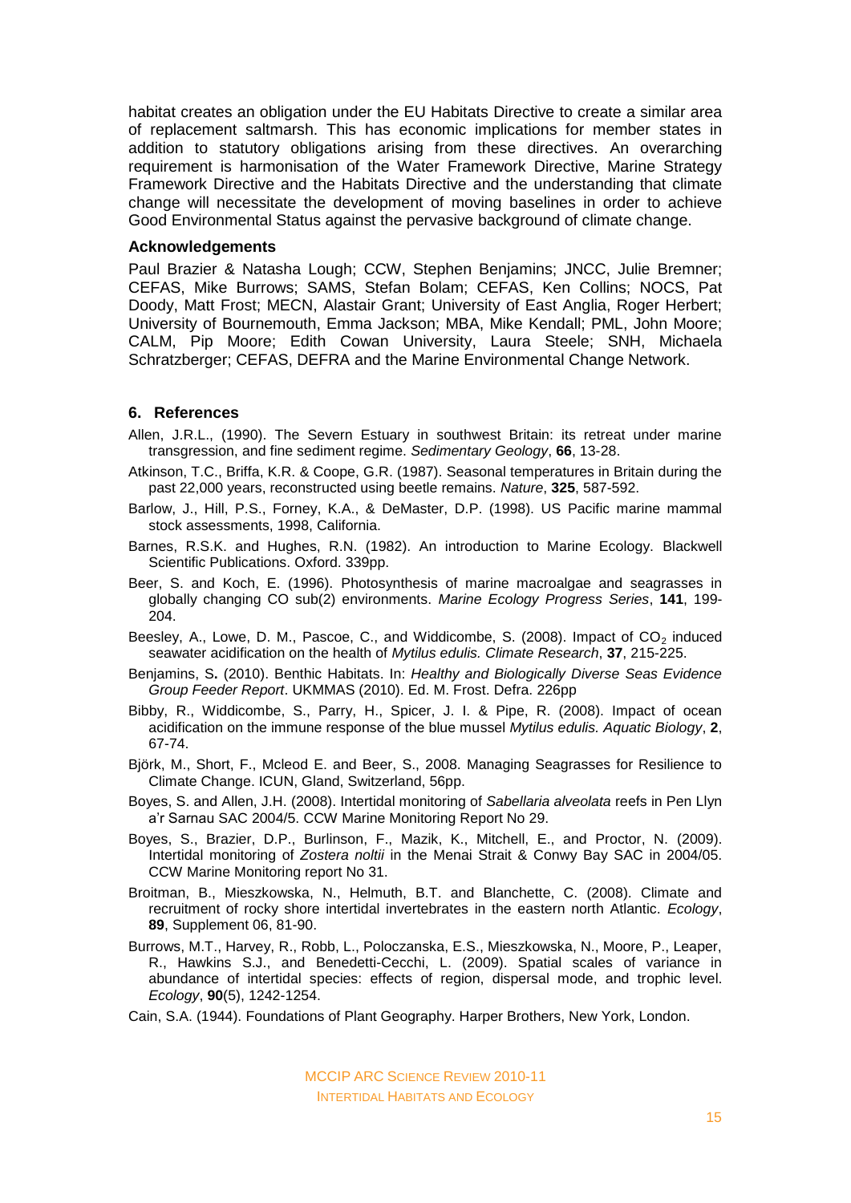habitat creates an obligation under the EU Habitats Directive to create a similar area of replacement saltmarsh. This has economic implications for member states in addition to statutory obligations arising from these directives. An overarching requirement is harmonisation of the Water Framework Directive, Marine Strategy Framework Directive and the Habitats Directive and the understanding that climate change will necessitate the development of moving baselines in order to achieve Good Environmental Status against the pervasive background of climate change.

### Acknowledgements

Paul Brazier & Natasha Lough; CCW, Stephen Benjamins; JNCC, Julie Bremner; CEFAS, Mike Burrows; SAMS, Stefan Bolam; CEFAS, Ken Collins; NOCS, Pat Doody, Matt Frost; MECN, Alastair Grant; University of East Anglia, Roger Herbert; University of Bournemouth, Emma Jackson; MBA, Mike Kendall; PML, John Moore; CALM, Pip Moore; Edith Cowan University, Laura Steele; SNH, Michaela Schratzberger; CEFAS, DEFRA and the Marine Environmental Change Network.

## 6. References

Allen, J.R.L., (1990). The Severn Estuary in southwest Britain: its retreat under marine transgression, and fine sediment regime. *Sedimentary Geology*, **66**, 13-28.

Atkinson, T.C., Briffa, K.R. & Coope, G.R. (1987). Seasonal temperatures in Britain during the past 22,000 years, reconstructed using beetle remains. *Nature*, **325**, 587-592.

Barlow, J., Hill, P.S., Forney, K.A., & DeMaster, D.P. (1998). US Pacific marine mammal stock assessments, 1998, California.

Barnes, R.S.K. and Hughes, R.N. (1982). An introduction to Marine Ecology. Blackwell Scientific Publications. Oxford. 339pp.

Beer, S. and Koch, E. (1996). Photosynthesis of marine macroalgae and seagrasses in globally changing CO sub(2) environments. *Marine Ecology Progress Series*, **141**, 199-204.

Beesley, A., Lowe, D. M., Pascoe, C., and Widdicombe, S. (2008). Impact of $CO_2$ induced seawater acidification on the health of *Mytilus edulis. Climate Research*, **37**, 215-225.

Benjamins, S**.** (2010). Benthic Habitats. In: *Healthy and Biologically Diverse Seas Evidence Group Feeder Report*. UKMMAS (2010). Ed. M. Frost. Defra. 226pp

Bibby, R., Widdicombe, S., Parry, H., Spicer, J. I. & Pipe, R. (2008). Impact of ocean acidification on the immune response of the blue mussel *Mytilus edulis. Aquatic Biology*, **2**, 67-74.

Björk, M., Short, F., Mcleod E. and Beer, S., 2008. Managing Seagrasses for Resilience to Climate Change. ICUN, Gland, Switzerland, 56pp.

Boyes, S. and Allen, J.H. (2008). Intertidal monitoring of *Sabellaria alveolata* reefs in Pen Llyn a'r Sarnau SAC 2004/5. CCW Marine Monitoring Report No 29.

Boyes, S., Brazier, D.P., Burlinson, F., Mazik, K., Mitchell, E., and Proctor, N. (2009). Intertidal monitoring of *Zostera noltii* in the Menai Strait & Conwy Bay SAC in 2004/05. CCW Marine Monitoring report No 31.

Broitman, B., Mieszkowska, N., Helmuth, B.T. and Blanchette, C. (2008). Climate and recruitment of rocky shore intertidal invertebrates in the eastern north Atlantic. *Ecology*, **89**, Supplement 06, 81-90.

Burrows, M.T., Harvey, R., Robb, L., Poloczanska, E.S., Mieszkowska, N., Moore, P., Leaper, R., Hawkins S.J., and Benedetti-Cecchi, L. (2009). Spatial scales of variance in abundance of intertidal species: effects of region, dispersal mode, and trophic level. *Ecology*, **90**(5), 1242-1254.

Cain, S.A. (1944). Foundations of Plant Geography. Harper Brothers, New York, London.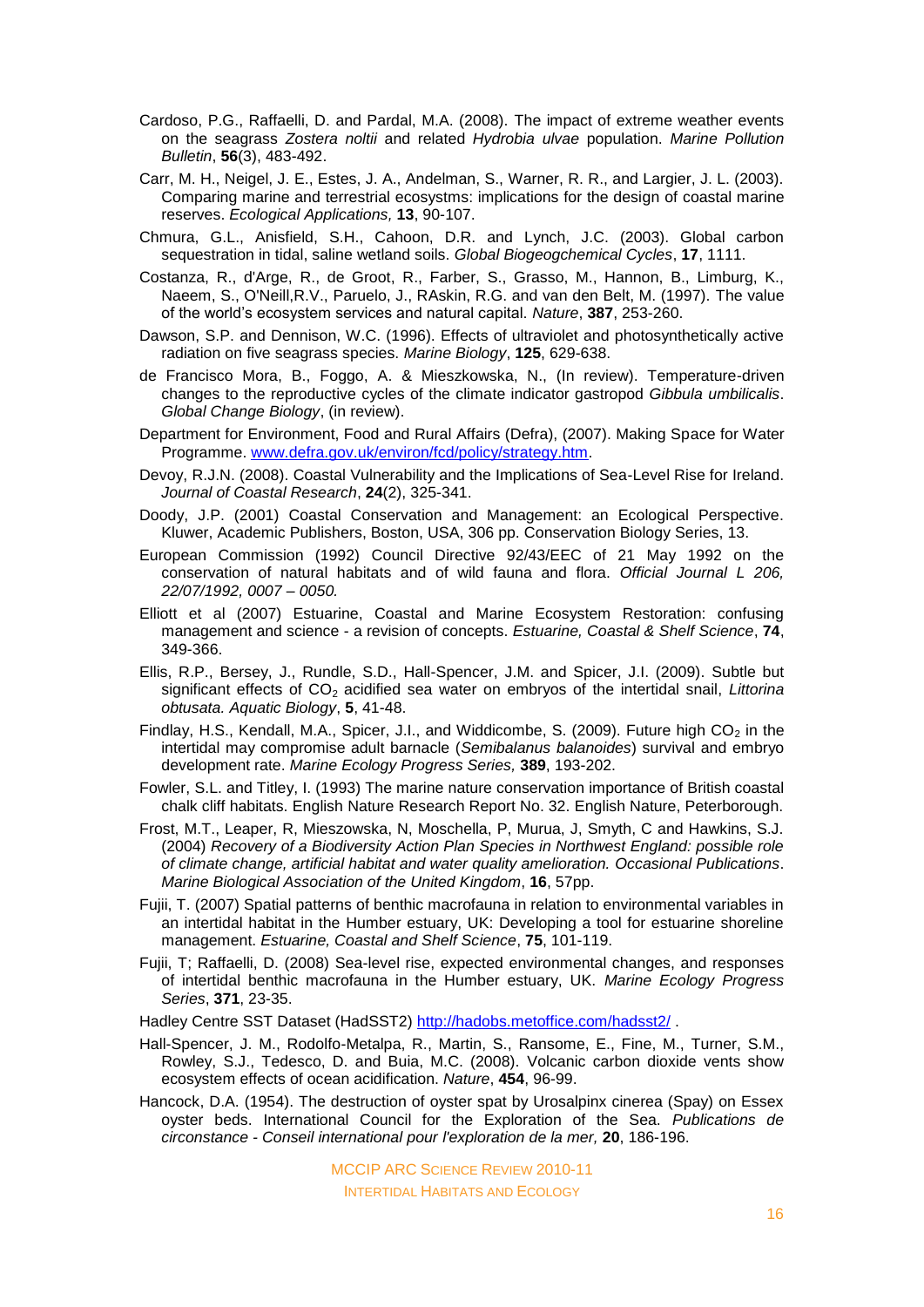Cardoso, P.G., Raffaelli, D. and Pardal, M.A. (2008). The impact of extreme weather events on the seagrass *Zostera noltii* and related *Hydrobia ulvae* population. *Marine Pollution Bulletin*, **56**(3), 483-492.

Carr, M. H., Neigel, J. E., Estes, J. A., Andelman, S., Warner, R. R., and Largier, J. L. (2003). Comparing marine and terrestrial ecosystms: implications for the design of coastal marine reserves. *Ecological Applications,* **13**, 90-107.

Chmura, G.L., Anisfield, S.H., Cahoon, D.R. and Lynch, J.C. (2003). Global carbon sequestration in tidal, saline wetland soils. *Global Biogeogchemical Cycles*, **17**, 1111.

Costanza, R., d'Arge, R., de Groot, R., Farber, S., Grasso, M., Hannon, B., Limburg, K., Naeem, S., O'Neill,R.V., Paruelo, J., RAskin, R.G. and van den Belt, M. (1997). The value of the world's ecosystem services and natural capital. *Nature*, **387**, 253-260.

Dawson, S.P. and Dennison, W.C. (1996). Effects of ultraviolet and photosynthetically active radiation on five seagrass species. *Marine Biology*, **125**, 629-638.

de Francisco Mora, B., Foggo, A. & Mieszkowska, N., (In review). Temperature-driven changes to the reproductive cycles of the climate indicator gastropod *Gibbula umbilicalis*. *Global Change Biology*, (in review).

Department for Environment, Food and Rural Affairs (Defra), (2007). Making Space for Water Programme. www.defra.gov.uk/environ/fcd/policy/strategy.htm.

Devoy, R.J.N. (2008). Coastal Vulnerability and the Implications of Sea-Level Rise for Ireland. *Journal of Coastal Research*, **24**(2), 325-341.

Doody, J.P. (2001) Coastal Conservation and Management: an Ecological Perspective. Kluwer, Academic Publishers, Boston, USA, 306 pp. Conservation Biology Series, 13.

European Commission (1992) Council Directive 92/43/EEC of 21 May 1992 on the conservation of natural habitats and of wild fauna and flora. *Official Journal L 206, 22/07/1992, 0007 – 0050.*

Elliott et al (2007) Estuarine, Coastal and Marine Ecosystem Restoration: confusing management and science - a revision of concepts. *Estuarine, Coastal & Shelf Science*, **74**, 349-366.

Ellis, R.P., Bersey, J., Rundle, S.D., Hall-Spencer, J.M. and Spicer, J.I. (2009). Subtle but significant effects of $CO_2$ acidified sea water on embryos of the intertidal snail, *Littorina obtusata. Aquatic Biology*, **5**, 41-48.

Findlay, H.S., Kendall, M.A., Spicer, J.I., and Widdicombe, S. (2009). Future high $CO_2$ in the intertidal may compromise adult barnacle (*Semibalanus balanoides*) survival and embryo development rate. *Marine Ecology Progress Series,* **389**, 193-202.

Fowler, S.L. and Titley, I. (1993) The marine nature conservation importance of British coastal chalk cliff habitats. English Nature Research Report No. 32. English Nature, Peterborough.

Frost, M.T., Leaper, R, Mieszowska, N, Moschella, P, Murua, J, Smyth, C and Hawkins, S.J. (2004) *Recovery of a Biodiversity Action Plan Species in Northwest England: possible role of climate change, artificial habitat and water quality amelioration. Occasional Publications*. *Marine Biological Association of the United Kingdom*, **16**, 57pp.

Fujii, T. (2007) Spatial patterns of benthic macrofauna in relation to environmental variables in an intertidal habitat in the Humber estuary, UK: Developing a tool for estuarine shoreline management. *Estuarine, Coastal and Shelf Science*, **75**, 101-119.

Fujii, T; Raffaelli, D. (2008) Sea-level rise, expected environmental changes, and responses of intertidal benthic macrofauna in the Humber estuary, UK. *Marine Ecology Progress Series*, **371**, 23-35.

Hadley Centre SST Dataset (HadSST2) http://hadobs.metoffice.com/hadsst2/ .

Hall-Spencer, J. M., Rodolfo-Metalpa, R., Martin, S., Ransome, E., Fine, M., Turner, S.M., Rowley, S.J., Tedesco, D. and Buia, M.C. (2008). Volcanic carbon dioxide vents show ecosystem effects of ocean acidification. *Nature*, **454**, 96-99.

Hancock, D.A. (1954). The destruction of oyster spat by Urosalpinx cinerea (Spay) on Essex oyster beds. International Council for the Exploration of the Sea. *Publications de circonstance - Conseil international pour l'exploration de la mer,* **20**, 186-196.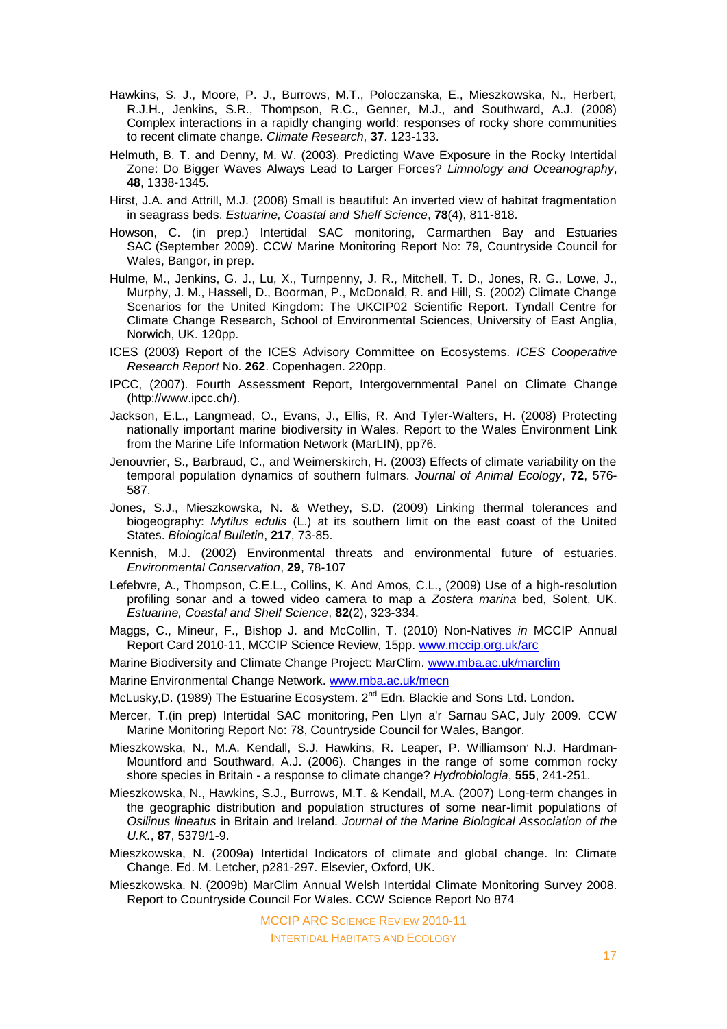Hawkins, S. J., Moore, P. J., Burrows, M.T., Poloczanska, E., Mieszkowska, N., Herbert, R.J.H., Jenkins, S.R., Thompson, R.C., Genner, M.J., and Southward, A.J. (2008) Complex interactions in a rapidly changing world: responses of rocky shore communities to recent climate change. *Climate Research*, **37**. 123-133.

Helmuth, B. T. and Denny, M. W. (2003). Predicting Wave Exposure in the Rocky Intertidal Zone: Do Bigger Waves Always Lead to Larger Forces? *Limnology and Oceanography*, **48**, 1338-1345.

Hirst, J.A. and Attrill, M.J. (2008) Small is beautiful: An inverted view of habitat fragmentation in seagrass beds. *Estuarine, Coastal and Shelf Science*, **78**(4), 811-818.

Howson, C. (in prep.) Intertidal SAC monitoring, Carmarthen Bay and Estuaries SAC (September 2009). CCW Marine Monitoring Report No: 79, Countryside Council for Wales, Bangor, in prep.

Hulme, M., Jenkins, G. J., Lu, X., Turnpenny, J. R., Mitchell, T. D., Jones, R. G., Lowe, J., Murphy, J. M., Hassell, D., Boorman, P., McDonald, R. and Hill, S. (2002) Climate Change Scenarios for the United Kingdom: The UKCIP02 Scientific Report. Tyndall Centre for Climate Change Research, School of Environmental Sciences, University of East Anglia, Norwich, UK. 120pp.

ICES (2003) Report of the ICES Advisory Committee on Ecosystems. *ICES Cooperative Research Report* No. **262**. Copenhagen. 220pp.

IPCC, (2007). Fourth Assessment Report, Intergovernmental Panel on Climate Change (http://www.ipcc.ch/).

Jackson, E.L., Langmead, O., Evans, J., Ellis, R. And Tyler-Walters, H. (2008) Protecting nationally important marine biodiversity in Wales. Report to the Wales Environment Link from the Marine Life Information Network (MarLIN), pp76.

Jenouvrier, S., Barbraud, C., and Weimerskirch, H. (2003) Effects of climate variability on the temporal population dynamics of southern fulmars. *Journal of Animal Ecology*, **72**, 576-587.

Jones, S.J., Mieszkowska, N. & Wethey, S.D. (2009) Linking thermal tolerances and biogeography: *Mytilus edulis* (L.) at its southern limit on the east coast of the United States. *Biological Bulletin*, **217**, 73-85.

Kennish, M.J. (2002) Environmental threats and environmental future of estuaries. *Environmental Conservation*, **29**, 78-107

Lefebvre, A., Thompson, C.E.L., Collins, K. And Amos, C.L., (2009) Use of a high-resolution profiling sonar and a towed video camera to map a *Zostera marina* bed, Solent, UK. *Estuarine, Coastal and Shelf Science*, **82**(2), 323-334.

Maggs, C., Mineur, F., Bishop J. and McCollin, T. (2010) Non-Natives *in* MCCIP Annual Report Card 2010-11, MCCIP Science Review, 15pp. www.mccip.org.uk/arc

Marine Biodiversity and Climate Change Project: MarClim. www.mba.ac.uk/marclim

Marine Environmental Change Network. www.mba.ac.uk/mecn

McLusky,D. (1989) The Estuarine Ecosystem. 2nd Edn. Blackie and Sons Ltd. London.

Mercer, T.(in prep) Intertidal SAC monitoring, Pen Llyn a'r Sarnau SAC, July 2009. CCW Marine Monitoring Report No: 78, Countryside Council for Wales, Bangor.

Mieszkowska, N., M.A. Kendall, S.J. Hawkins, R. Leaper, P. Williamson, N.J. Hardman-Mountford and Southward, A.J. (2006). Changes in the range of some common rocky shore species in Britain - a response to climate change? *Hydrobiologia*, **555**, 241-251.

Mieszkowska, N., Hawkins, S.J., Burrows, M.T. & Kendall, M.A. (2007) Long-term changes in the geographic distribution and population structures of some near-limit populations of *Osilinus lineatus* in Britain and Ireland. *Journal of the Marine Biological Association of the U.K.*, **87**, 5379/1-9.

Mieszkowska, N. (2009a) Intertidal Indicators of climate and global change. In: Climate Change. Ed. M. Letcher, p281-297. Elsevier, Oxford, UK.

Mieszkowska. N. (2009b) MarClim Annual Welsh Intertidal Climate Monitoring Survey 2008. Report to Countryside Council For Wales. CCW Science Report No 874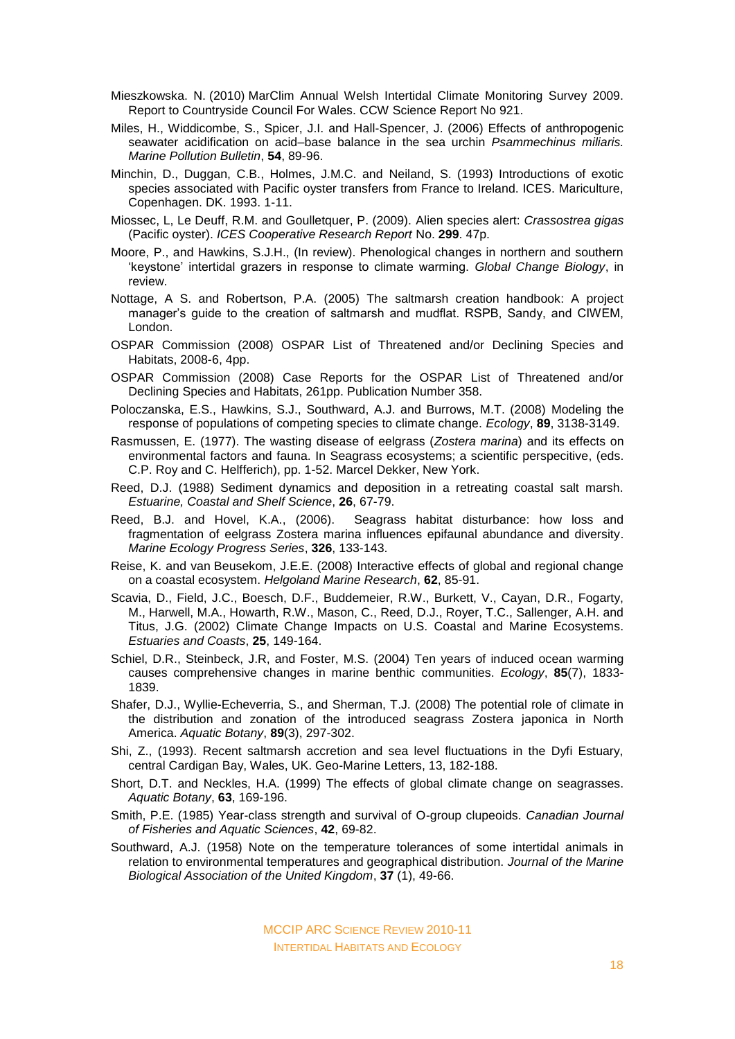Mieszkowska. N. (2010) MarClim Annual Welsh Intertidal Climate Monitoring Survey 2009. Report to Countryside Council For Wales. CCW Science Report No 921.

Miles, H., Widdicombe, S., Spicer, J.I. and Hall-Spencer, J. (2006) Effects of anthropogenic seawater acidification on acid–base balance in the sea urchin *Psammechinus miliaris. Marine Pollution Bulletin*, **54**, 89-96.

Minchin, D., Duggan, C.B., Holmes, J.M.C. and Neiland, S. (1993) Introductions of exotic species associated with Pacific oyster transfers from France to Ireland. ICES. Mariculture, Copenhagen. DK. 1993. 1-11.

Miossec, L, Le Deuff, R.M. and Goulletquer, P. (2009). Alien species alert: *Crassostrea gigas* (Pacific oyster). *ICES Cooperative Research Report* No. **299**. 47p.

Moore, P., and Hawkins, S.J.H., (In review). Phenological changes in northern and southern 'keystone' intertidal grazers in response to climate warming. *Global Change Biology*, in review.

Nottage, A S. and Robertson, P.A. (2005) The saltmarsh creation handbook: A project manager's guide to the creation of saltmarsh and mudflat. RSPB, Sandy, and CIWEM, London.

OSPAR Commission (2008) OSPAR List of Threatened and/or Declining Species and Habitats, 2008-6, 4pp.

OSPAR Commission (2008) Case Reports for the OSPAR List of Threatened and/or Declining Species and Habitats, 261pp. Publication Number 358.

Poloczanska, E.S., Hawkins, S.J., Southward, A.J. and Burrows, M.T. (2008) Modeling the response of populations of competing species to climate change. *Ecology*, **89**, 3138-3149.

Rasmussen, E. (1977). The wasting disease of eelgrass (*Zostera marina*) and its effects on environmental factors and fauna. In Seagrass ecosystems; a scientific perspecitive, (eds. C.P. Roy and C. Helfferich), pp. 1-52. Marcel Dekker, New York.

Reed, D.J. (1988) Sediment dynamics and deposition in a retreating coastal salt marsh. *Estuarine, Coastal and Shelf Science*, **26**, 67-79.

Reed, B.J. and Hovel, K.A., (2006). Seagrass habitat disturbance: how loss and fragmentation of eelgrass Zostera marina influences epifaunal abundance and diversity. *Marine Ecology Progress Series*, **326**, 133-143.

Reise, K. and van Beusekom, J.E.E. (2008) Interactive effects of global and regional change on a coastal ecosystem. *Helgoland Marine Research*, **62**, 85-91.

Scavia, D., Field, J.C., Boesch, D.F., Buddemeier, R.W., Burkett, V., Cayan, D.R., Fogarty, M., Harwell, M.A., Howarth, R.W., Mason, C., Reed, D.J., Royer, T.C., Sallenger, A.H. and Titus, J.G. (2002) Climate Change Impacts on U.S. Coastal and Marine Ecosystems. *Estuaries and Coasts*, **25**, 149-164.

Schiel, D.R., Steinbeck, J.R, and Foster, M.S. (2004) Ten years of induced ocean warming causes comprehensive changes in marine benthic communities. *Ecology*, **85**(7), 1833-1839.

Shafer, D.J., Wyllie-Echeverria, S., and Sherman, T.J. (2008) The potential role of climate in the distribution and zonation of the introduced seagrass Zostera japonica in North America. *Aquatic Botany*, **89**(3), 297-302.

Shi, Z., (1993). Recent saltmarsh accretion and sea level fluctuations in the Dyfi Estuary, central Cardigan Bay, Wales, UK. Geo-Marine Letters, 13, 182-188.

Short, D.T. and Neckles, H.A. (1999) The effects of global climate change on seagrasses. *Aquatic Botany*, **63**, 169-196.

Smith, P.E. (1985) Year-class strength and survival of O-group clupeoids. *Canadian Journal of Fisheries and Aquatic Sciences*, **42**, 69-82.

Southward, A.J. (1958) Note on the temperature tolerances of some intertidal animals in relation to environmental temperatures and geographical distribution. *Journal of the Marine Biological Association of the United Kingdom*, **37** (1), 49-66.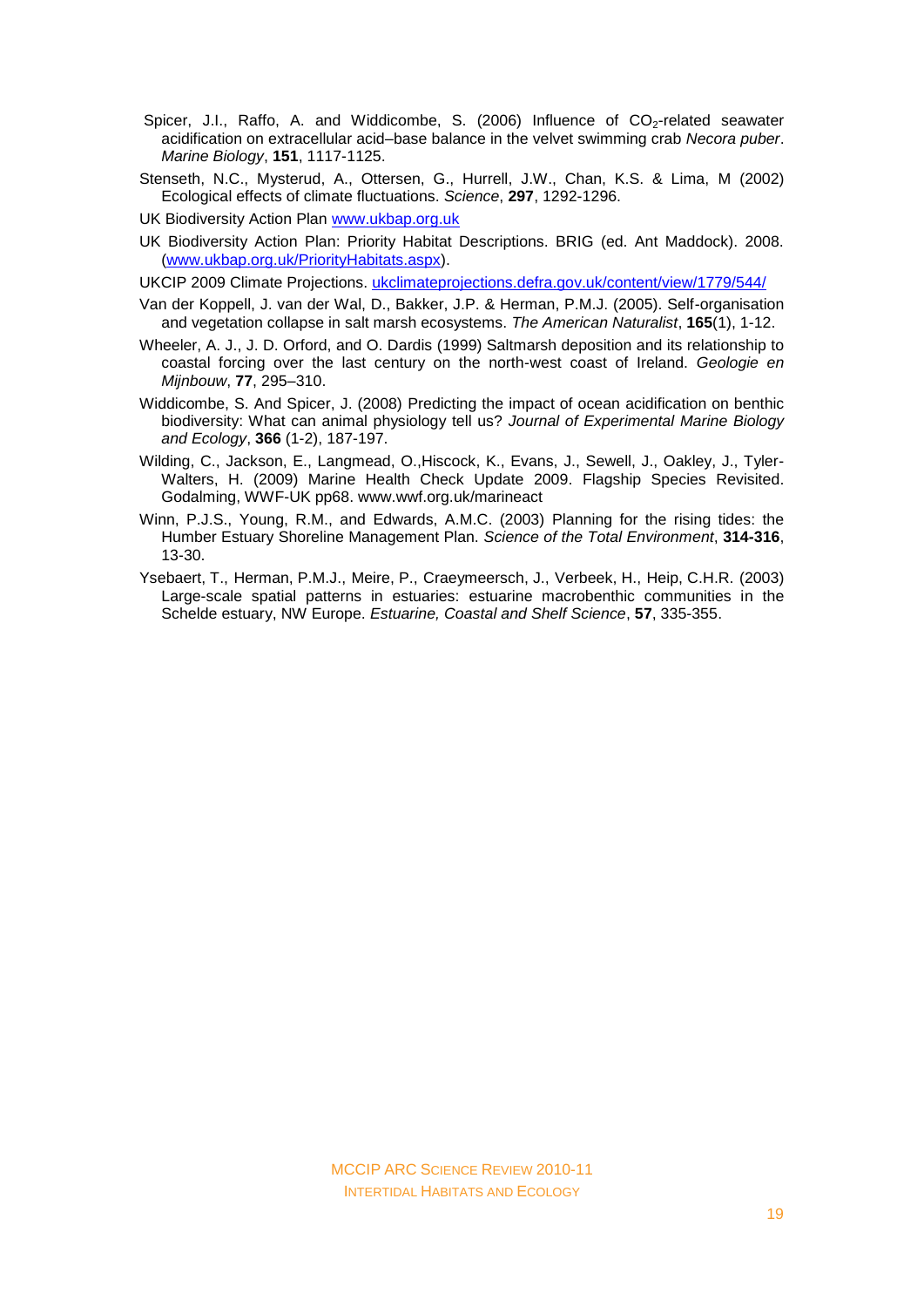Spicer, J.I., Raffo, A. and Widdicombe, S. (2006) Influence of $CO_2$-related seawater acidification on extracellular acid–base balance in the velvet swimming crab *Necora puber*. *Marine Biology*, **151**, 1117-1125.

Stenseth, N.C., Mysterud, A., Ottersen, G., Hurrell, J.W., Chan, K.S. & Lima, M (2002) Ecological effects of climate fluctuations. *Science*, **297**, 1292-1296.

UK Biodiversity Action Plan [www.ukbap.org.uk](www.ukbap.org.uk)

UK Biodiversity Action Plan: Priority Habitat Descriptions. BRIG (ed. Ant Maddock). 2008. ([www.ukbap.org.uk/PriorityHabitats.aspx](www.ukbap.org.uk/PriorityHabitats.aspx)).

UKCIP 2009 Climate Projections. [ukclimateprojections.defra.gov.uk/content/view/1779/544/](ukclimateprojections.defra.gov.uk/content/view/1779/544/)

Van der Koppell, J. van der Wal, D., Bakker, J.P. & Herman, P.M.J. (2005). Self-organisation and vegetation collapse in salt marsh ecosystems. *The American Naturalist*, **165**(1), 1-12.

Wheeler, A. J., J. D. Orford, and O. Dardis (1999) Saltmarsh deposition and its relationship to coastal forcing over the last century on the north-west coast of Ireland. *Geologie en Mijnbouw*, **77**, 295–310.

Widdicombe, S. And Spicer, J. (2008) Predicting the impact of ocean acidification on benthic biodiversity: What can animal physiology tell us? *Journal of Experimental Marine Biology and Ecology*, **366** (1-2), 187-197.

Wilding, C., Jackson, E., Langmead, O.,Hiscock, K., Evans, J., Sewell, J., Oakley, J., Tyler-Walters, H. (2009) Marine Health Check Update 2009. Flagship Species Revisited. Godalming, WWF-UK pp68. www.wwf.org.uk/marineact

Winn, P.J.S., Young, R.M., and Edwards, A.M.C. (2003) Planning for the rising tides: the Humber Estuary Shoreline Management Plan. *Science of the Total Environment*, **314-316**, 13-30.

Ysebaert, T., Herman, P.M.J., Meire, P., Craeymeersch, J., Verbeek, H., Heip, C.H.R. (2003) Large-scale spatial patterns in estuaries: estuarine macrobenthic communities in the Schelde estuary, NW Europe. *Estuarine, Coastal and Shelf Science*, **57**, 335-355.